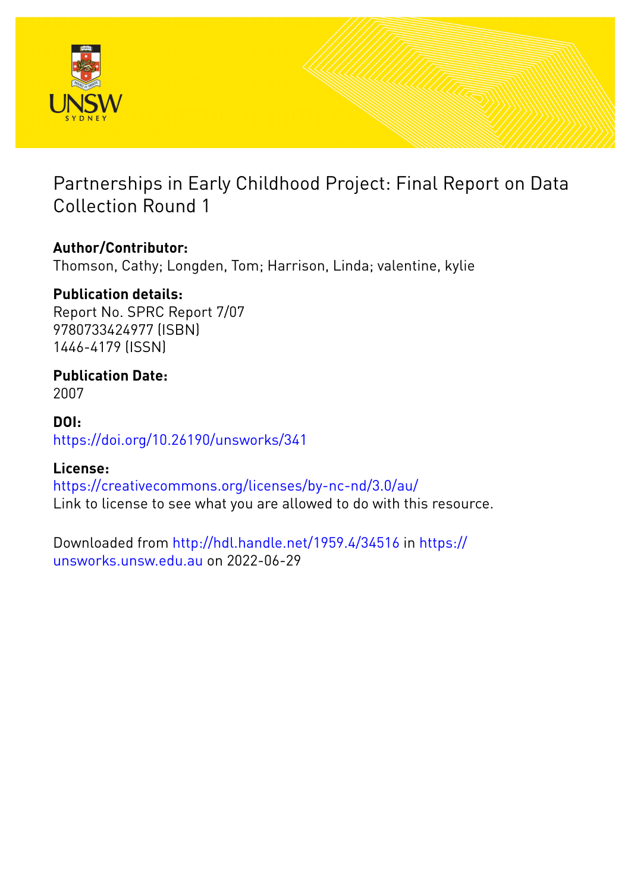# Partnerships in Early Childhood Project: Final Report on Data Collection Round 1

**Author/Contributor:**
Thomson, Cathy; Longden, Tom; Harrison, Linda; valentine, kylie

**Publication details:**
Report No. SPRC Report 7/07
9780733424977 (ISBN)
1446-4179 (ISSN)

**Publication Date:**
2007

**DOI:**
https://doi.org/10.26190/unsworks/341

**License:**
https://creativecommons.org/licenses/by-nc-nd/3.0/au/
Link to license to see what you are allowed to do with this resource.

Downloaded from http://hdl.handle.net/1959.4/34516 in https://unsworks.unsw.edu.au on 2022-06-29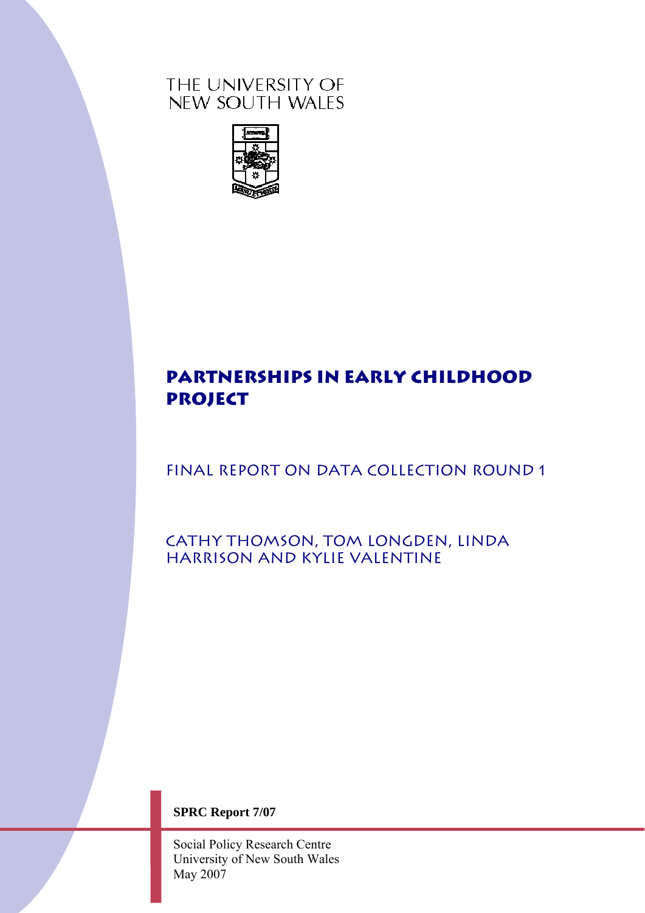THE UNIVERSITY OF NEW SOUTH WALES

# Partnerships in Early Childhood Project

## Final Report on Data Collection Round 1

Cathy Thomson, Tom Longden, Linda Harrison and Kylie Valentine

**SPRC Report 7/07**

Social Policy Research Centre
University of New South Wales
May 2007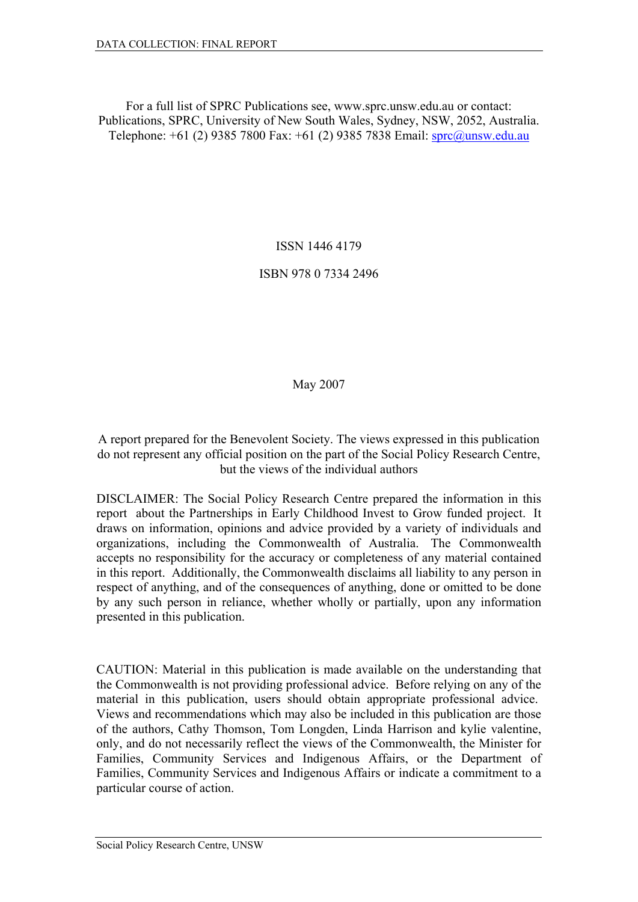For a full list of SPRC Publications see, www.sprc.unsw.edu.au or contact: Publications, SPRC, University of New South Wales, Sydney, NSW, 2052, Australia. Telephone: +61 (2) 9385 7800 Fax: +61 (2) 9385 7838 Email: sprc@unsw.edu.au

ISSN 1446 4179

ISBN 978 0 7334 2496

May 2007

A report prepared for the Benevolent Society. The views expressed in this publication do not represent any official position on the part of the Social Policy Research Centre, but the views of the individual authors

DISCLAIMER: The Social Policy Research Centre prepared the information in this report about the Partnerships in Early Childhood Invest to Grow funded project. It draws on information, opinions and advice provided by a variety of individuals and organizations, including the Commonwealth of Australia. The Commonwealth accepts no responsibility for the accuracy or completeness of any material contained in this report. Additionally, the Commonwealth disclaims all liability to any person in respect of anything, and of the consequences of anything, done or omitted to be done by any such person in reliance, whether wholly or partially, upon any information presented in this publication.

CAUTION: Material in this publication is made available on the understanding that the Commonwealth is not providing professional advice. Before relying on any of the material in this publication, users should obtain appropriate professional advice. Views and recommendations which may also be included in this publication are those of the authors, Cathy Thomson, Tom Longden, Linda Harrison and kylie valentine, only, and do not necessarily reflect the views of the Commonwealth, the Minister for Families, Community Services and Indigenous Affairs, or the Department of Families, Community Services and Indigenous Affairs or indicate a commitment to a particular course of action.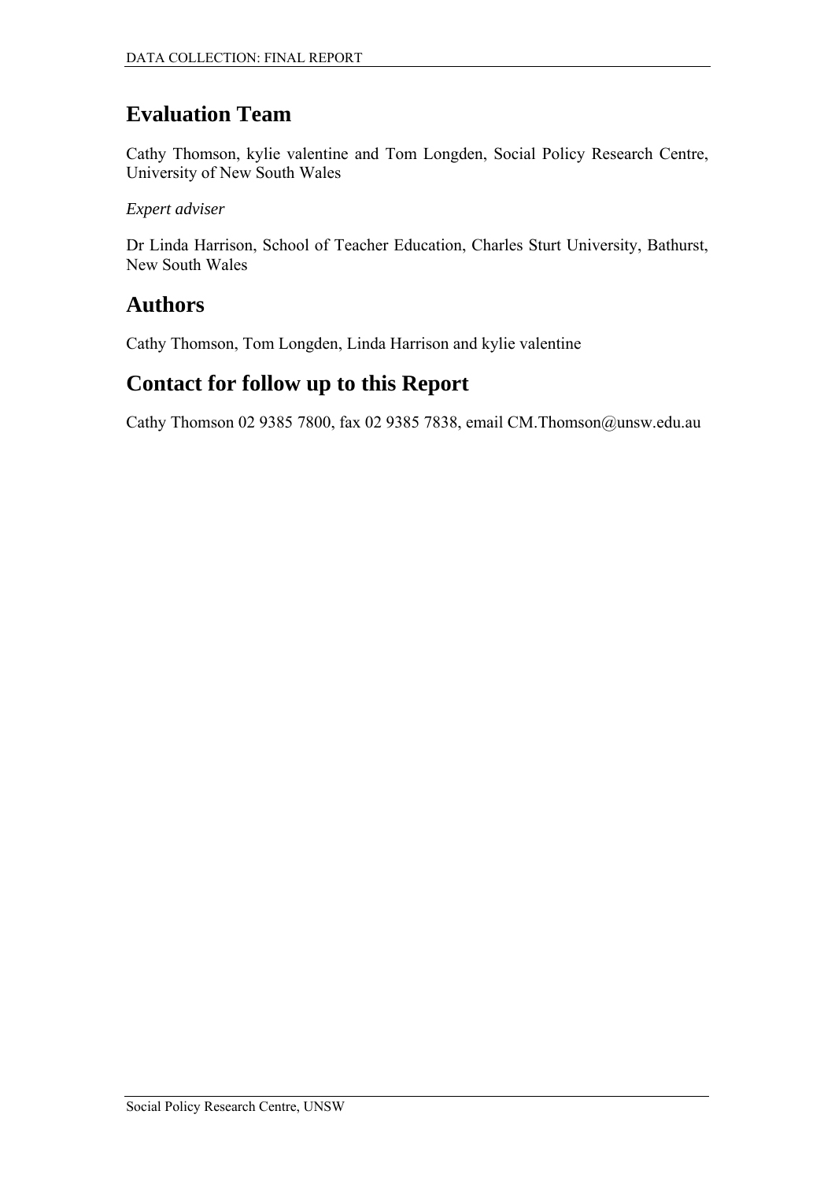## Evaluation Team

Cathy Thomson, kylie valentine and Tom Longden, Social Policy Research Centre, University of New South Wales

*Expert adviser*

Dr Linda Harrison, School of Teacher Education, Charles Sturt University, Bathurst, New South Wales

## Authors

Cathy Thomson, Tom Longden, Linda Harrison and kylie valentine

## Contact for follow up to this Report

Cathy Thomson 02 9385 7800, fax 02 9385 7838, email CM.Thomson@unsw.edu.au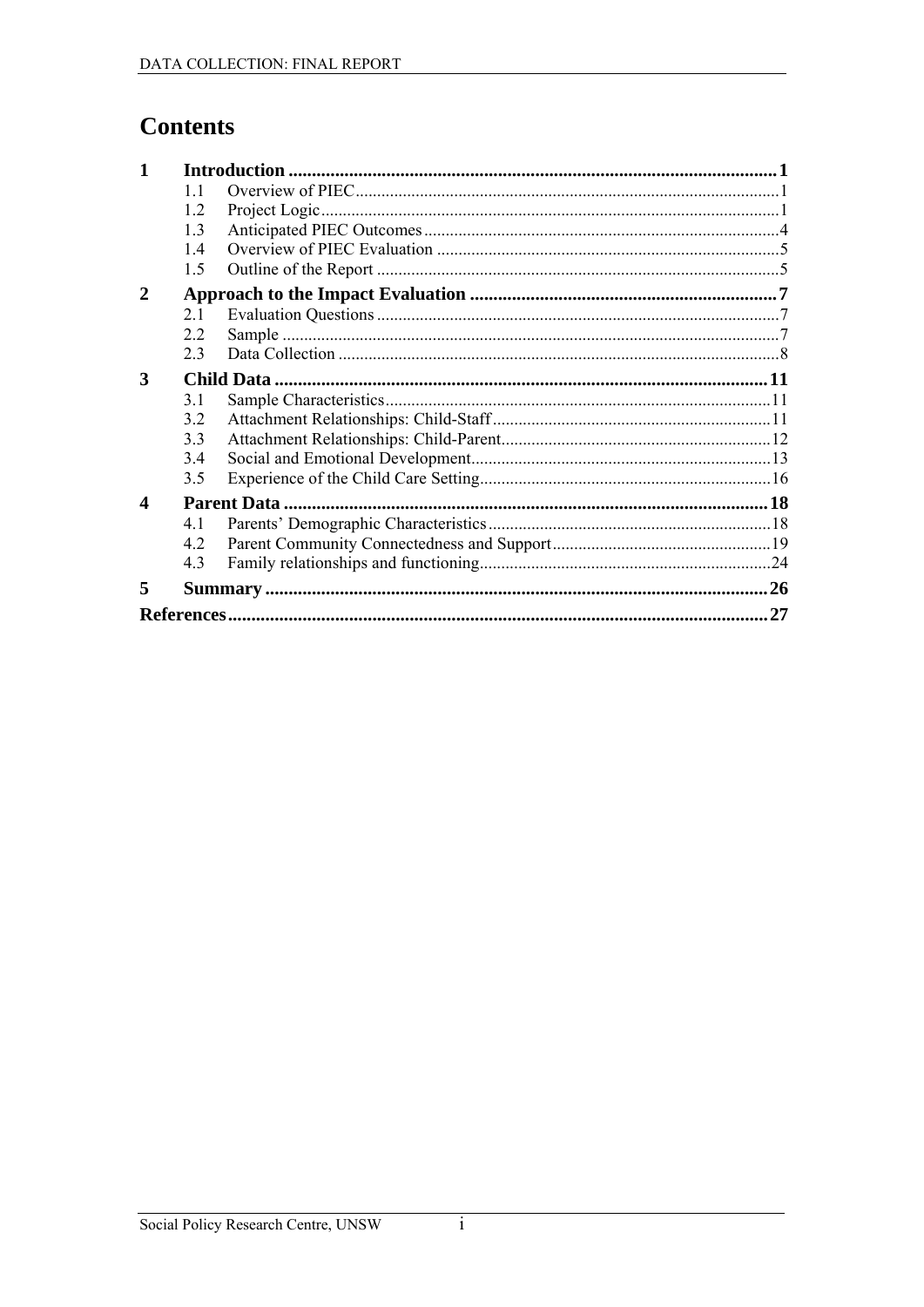# Contents

| | | |
|---|---|---|
| **1** | **Introduction** | **1** |
| 1.1 | Overview of PIEC | 1 |
| 1.2 | Project Logic | 1 |
| 1.3 | Anticipated PIEC Outcomes | 4 |
| 1.4 | Overview of PIEC Evaluation | 5 |
| 1.5 | Outline of the Report | 5 |
| **2** | **Approach to the Impact Evaluation** | **7** |
| 2.1 | Evaluation Questions | 7 |
| 2.2 | Sample | 7 |
| 2.3 | Data Collection | 8 |
| **3** | **Child Data** | **11** |
| 3.1 | Sample Characteristics | 11 |
| 3.2 | Attachment Relationships: Child-Staff | 11 |
| 3.3 | Attachment Relationships: Child-Parent | 12 |
| 3.4 | Social and Emotional Development | 13 |
| 3.5 | Experience of the Child Care Setting | 16 |
| **4** | **Parent Data** | **18** |
| 4.1 | Parents' Demographic Characteristics | 18 |
| 4.2 | Parent Community Connectedness and Support | 19 |
| 4.3 | Family relationships and functioning | 24 |
| **5** | **Summary** | **26** |
| **References** | | **27** |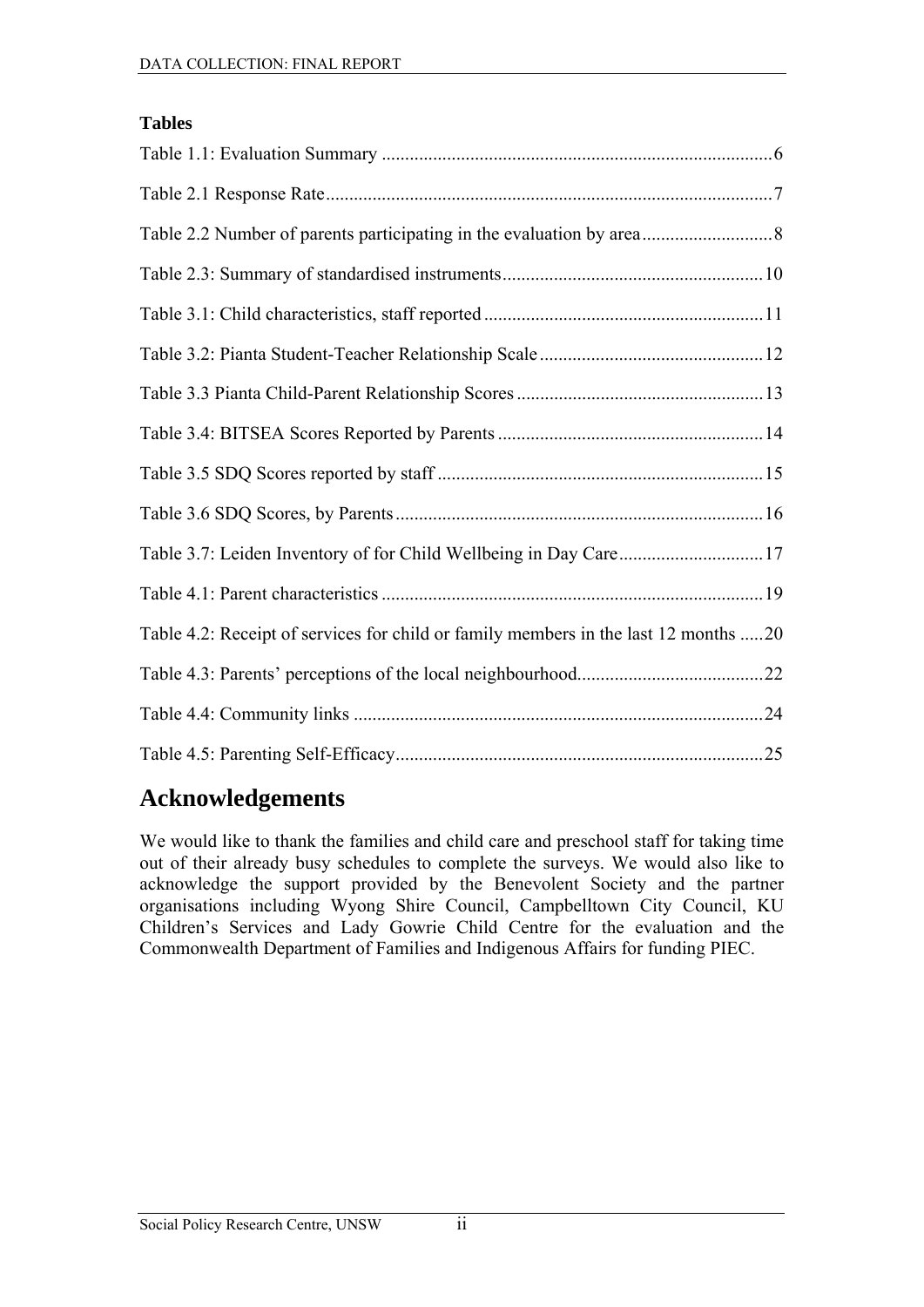**Tables**

Table 1.1: Evaluation Summary ..................................................................................6

Table 2.1 Response Rate...............................................................................................7

Table 2.2 Number of parents participating in the evaluation by area...........................8

Table 2.3: Summary of standardised instruments.......................................................10

Table 3.1: Child characteristics, staff reported ...........................................................11

Table 3.2: Pianta Student-Teacher Relationship Scale ................................................12

Table 3.3 Pianta Child-Parent Relationship Scores ....................................................13

Table 3.4: BITSEA Scores Reported by Parents .........................................................14

Table 3.5 SDQ Scores reported by staff .....................................................................15

Table 3.6 SDQ Scores, by Parents..............................................................................16

Table 3.7: Leiden Inventory of for Child Wellbeing in Day Care...............................17

Table 4.1: Parent characteristics .................................................................................19

Table 4.2: Receipt of services for child or family members in the last 12 months .....20

Table 4.3: Parents' perceptions of the local neighbourhood........................................22

Table 4.4: Community links .......................................................................................24

Table 4.5: Parenting Self-Efficacy..............................................................................25

# Acknowledgements

We would like to thank the families and child care and preschool staff for taking time out of their already busy schedules to complete the surveys. We would also like to acknowledge the support provided by the Benevolent Society and the partner organisations including Wyong Shire Council, Campbelltown City Council, KU Children's Services and Lady Gowrie Child Centre for the evaluation and the Commonwealth Department of Families and Indigenous Affairs for funding PIEC.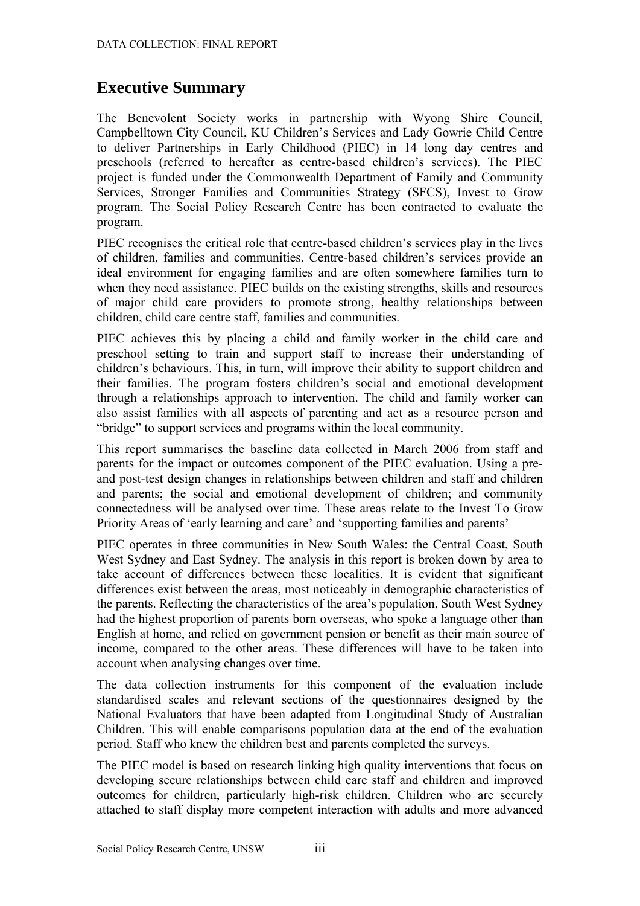# Executive Summary

The Benevolent Society works in partnership with Wyong Shire Council, Campbelltown City Council, KU Children's Services and Lady Gowrie Child Centre to deliver Partnerships in Early Childhood (PIEC) in 14 long day centres and preschools (referred to hereafter as centre-based children's services). The PIEC project is funded under the Commonwealth Department of Family and Community Services, Stronger Families and Communities Strategy (SFCS), Invest to Grow program. The Social Policy Research Centre has been contracted to evaluate the program.

PIEC recognises the critical role that centre-based children's services play in the lives of children, families and communities. Centre-based children's services provide an ideal environment for engaging families and are often somewhere families turn to when they need assistance. PIEC builds on the existing strengths, skills and resources of major child care providers to promote strong, healthy relationships between children, child care centre staff, families and communities.

PIEC achieves this by placing a child and family worker in the child care and preschool setting to train and support staff to increase their understanding of children's behaviours. This, in turn, will improve their ability to support children and their families. The program fosters children's social and emotional development through a relationships approach to intervention. The child and family worker can also assist families with all aspects of parenting and act as a resource person and "bridge" to support services and programs within the local community.

This report summarises the baseline data collected in March 2006 from staff and parents for the impact or outcomes component of the PIEC evaluation. Using a pre- and post-test design changes in relationships between children and staff and children and parents; the social and emotional development of children; and community connectedness will be analysed over time. These areas relate to the Invest To Grow Priority Areas of 'early learning and care' and 'supporting families and parents'

PIEC operates in three communities in New South Wales: the Central Coast, South West Sydney and East Sydney. The analysis in this report is broken down by area to take account of differences between these localities. It is evident that significant differences exist between the areas, most noticeably in demographic characteristics of the parents. Reflecting the characteristics of the area's population, South West Sydney had the highest proportion of parents born overseas, who spoke a language other than English at home, and relied on government pension or benefit as their main source of income, compared to the other areas. These differences will have to be taken into account when analysing changes over time.

The data collection instruments for this component of the evaluation include standardised scales and relevant sections of the questionnaires designed by the National Evaluators that have been adapted from Longitudinal Study of Australian Children. This will enable comparisons population data at the end of the evaluation period. Staff who knew the children best and parents completed the surveys.

The PIEC model is based on research linking high quality interventions that focus on developing secure relationships between child care staff and children and improved outcomes for children, particularly high-risk children. Children who are securely attached to staff display more competent interaction with adults and more advanced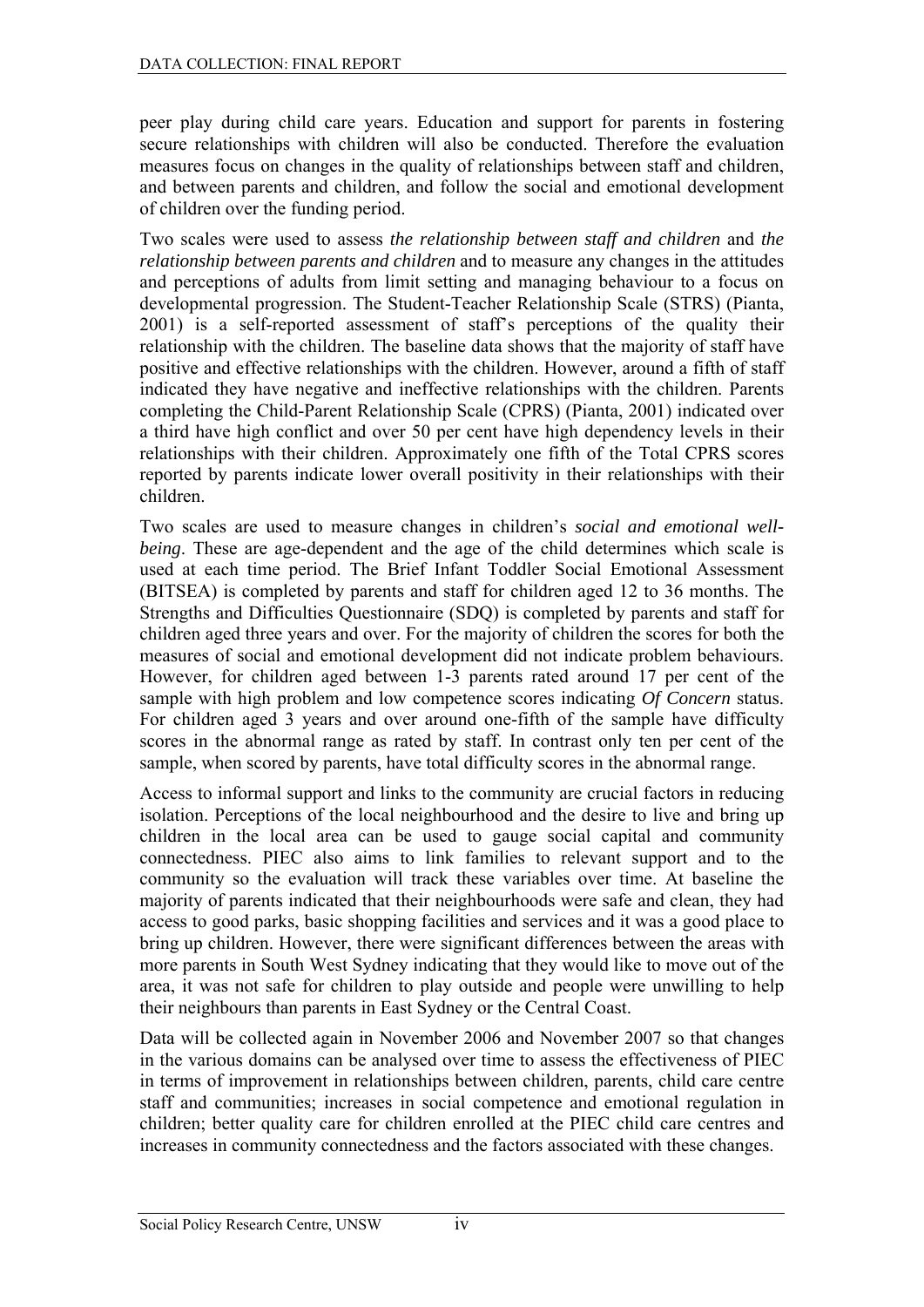peer play during child care years. Education and support for parents in fostering secure relationships with children will also be conducted. Therefore the evaluation measures focus on changes in the quality of relationships between staff and children, and between parents and children, and follow the social and emotional development of children over the funding period.

Two scales were used to assess *the relationship between staff and children* and *the relationship between parents and children* and to measure any changes in the attitudes and perceptions of adults from limit setting and managing behaviour to a focus on developmental progression. The Student-Teacher Relationship Scale (STRS) (Pianta, 2001) is a self-reported assessment of staff's perceptions of the quality their relationship with the children. The baseline data shows that the majority of staff have positive and effective relationships with the children. However, around a fifth of staff indicated they have negative and ineffective relationships with the children. Parents completing the Child-Parent Relationship Scale (CPRS) (Pianta, 2001) indicated over a third have high conflict and over 50 per cent have high dependency levels in their relationships with their children. Approximately one fifth of the Total CPRS scores reported by parents indicate lower overall positivity in their relationships with their children.

Two scales are used to measure changes in children's *social and emotional well-being*. These are age-dependent and the age of the child determines which scale is used at each time period. The Brief Infant Toddler Social Emotional Assessment (BITSEA) is completed by parents and staff for children aged 12 to 36 months. The Strengths and Difficulties Questionnaire (SDQ) is completed by parents and staff for children aged three years and over. For the majority of children the scores for both the measures of social and emotional development did not indicate problem behaviours. However, for children aged between 1-3 parents rated around 17 per cent of the sample with high problem and low competence scores indicating *Of Concern* status. For children aged 3 years and over around one-fifth of the sample have difficulty scores in the abnormal range as rated by staff. In contrast only ten per cent of the sample, when scored by parents, have total difficulty scores in the abnormal range.

Access to informal support and links to the community are crucial factors in reducing isolation. Perceptions of the local neighbourhood and the desire to live and bring up children in the local area can be used to gauge social capital and community connectedness. PIEC also aims to link families to relevant support and to the community so the evaluation will track these variables over time. At baseline the majority of parents indicated that their neighbourhoods were safe and clean, they had access to good parks, basic shopping facilities and services and it was a good place to bring up children. However, there were significant differences between the areas with more parents in South West Sydney indicating that they would like to move out of the area, it was not safe for children to play outside and people were unwilling to help their neighbours than parents in East Sydney or the Central Coast.

Data will be collected again in November 2006 and November 2007 so that changes in the various domains can be analysed over time to assess the effectiveness of PIEC in terms of improvement in relationships between children, parents, child care centre staff and communities; increases in social competence and emotional regulation in children; better quality care for children enrolled at the PIEC child care centres and increases in community connectedness and the factors associated with these changes.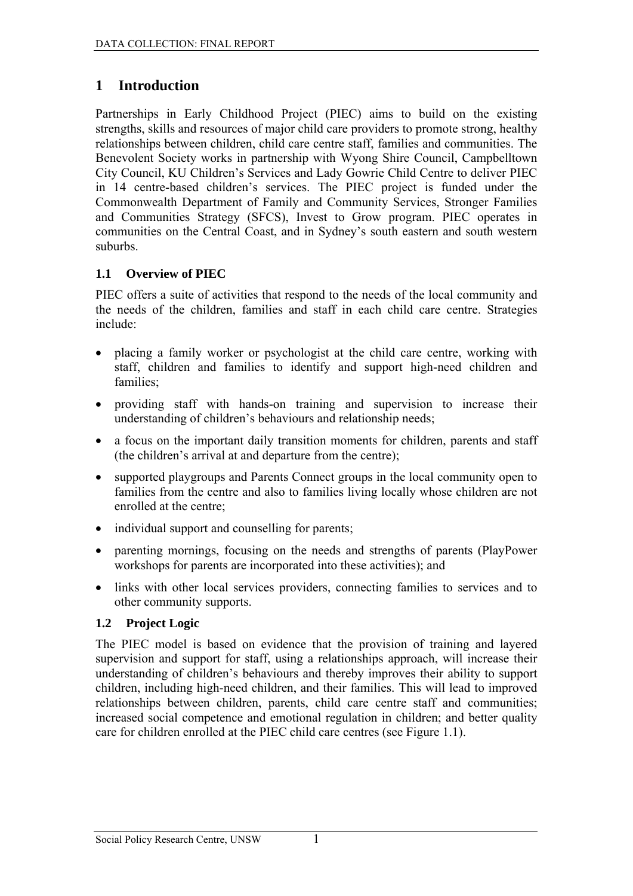# 1 Introduction

Partnerships in Early Childhood Project (PIEC) aims to build on the existing strengths, skills and resources of major child care providers to promote strong, healthy relationships between children, child care centre staff, families and communities. The Benevolent Society works in partnership with Wyong Shire Council, Campbelltown City Council, KU Children's Services and Lady Gowrie Child Centre to deliver PIEC in 14 centre-based children's services. The PIEC project is funded under the Commonwealth Department of Family and Community Services, Stronger Families and Communities Strategy (SFCS), Invest to Grow program. PIEC operates in communities on the Central Coast, and in Sydney's south eastern and south western suburbs.

## 1.1 Overview of PIEC

PIEC offers a suite of activities that respond to the needs of the local community and the needs of the children, families and staff in each child care centre. Strategies include:

- placing a family worker or psychologist at the child care centre, working with staff, children and families to identify and support high-need children and families;
- providing staff with hands-on training and supervision to increase their understanding of children's behaviours and relationship needs;
- a focus on the important daily transition moments for children, parents and staff (the children's arrival at and departure from the centre);
- supported playgroups and Parents Connect groups in the local community open to families from the centre and also to families living locally whose children are not enrolled at the centre;
- individual support and counselling for parents;
- parenting mornings, focusing on the needs and strengths of parents (PlayPower workshops for parents are incorporated into these activities); and
- links with other local services providers, connecting families to services and to other community supports.

## 1.2 Project Logic

The PIEC model is based on evidence that the provision of training and layered supervision and support for staff, using a relationships approach, will increase their understanding of children's behaviours and thereby improves their ability to support children, including high-need children, and their families. This will lead to improved relationships between children, parents, child care centre staff and communities; increased social competence and emotional regulation in children; and better quality care for children enrolled at the PIEC child care centres (see Figure 1.1).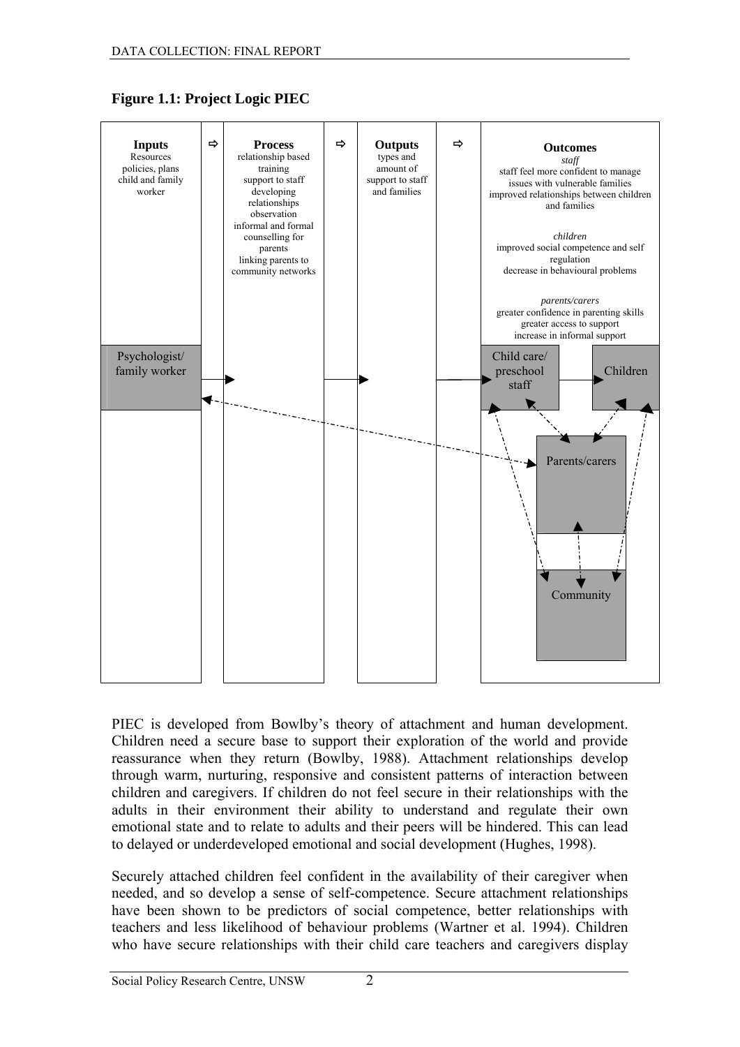**Figure 1.1: Project Logic PIEC**

| **Inputs** | ⇨ | **Process** | ⇨ | **Outputs** | ⇨ | **Outcomes** |
|---|---|---|---|---|---|---|
| Resources<br>policies, plans<br>child and family worker | | relationship based training<br>support to staff developing relationships<br>observation<br>informal and formal counselling for parents<br>linking parents to community networks | | types and amount of support to staff and families | | *staff*<br>staff feel more confident to manage issues with vulnerable families<br>improved relationships between children and families<br><br>*children*<br>improved social competence and self regulation<br>decrease in behavioural problems<br><br>*parents/carers*<br>greater confidence in parenting skills<br>greater access to support<br>increase in informal support |
| Psychologist/ family worker | → | → | | → | | Child care/ preschool staff → Children<br>Parents/carers<br>Community |

PIEC is developed from Bowlby's theory of attachment and human development. Children need a secure base to support their exploration of the world and provide reassurance when they return (Bowlby, 1988). Attachment relationships develop through warm, nurturing, responsive and consistent patterns of interaction between children and caregivers. If children do not feel secure in their relationships with the adults in their environment their ability to understand and regulate their own emotional state and to relate to adults and their peers will be hindered. This can lead to delayed or underdeveloped emotional and social development (Hughes, 1998).

Securely attached children feel confident in the availability of their caregiver when needed, and so develop a sense of self-competence. Secure attachment relationships have been shown to be predictors of social competence, better relationships with teachers and less likelihood of behaviour problems (Wartner et al. 1994). Children who have secure relationships with their child care teachers and caregivers display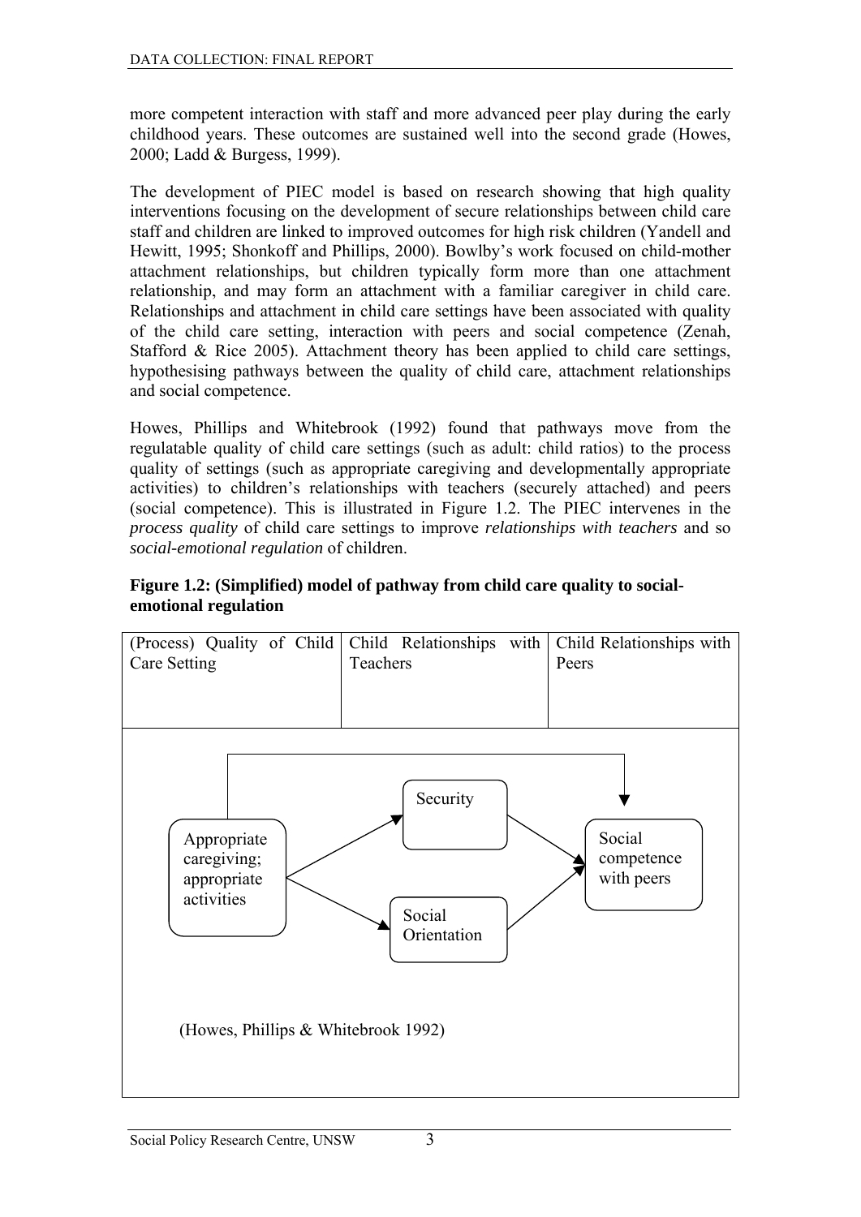more competent interaction with staff and more advanced peer play during the early childhood years. These outcomes are sustained well into the second grade (Howes, 2000; Ladd & Burgess, 1999).

The development of PIEC model is based on research showing that high quality interventions focusing on the development of secure relationships between child care staff and children are linked to improved outcomes for high risk children (Yandell and Hewitt, 1995; Shonkoff and Phillips, 2000). Bowlby's work focused on child-mother attachment relationships, but children typically form more than one attachment relationship, and may form an attachment with a familiar caregiver in child care. Relationships and attachment in child care settings have been associated with quality of the child care setting, interaction with peers and social competence (Zenah, Stafford & Rice 2005). Attachment theory has been applied to child care settings, hypothesising pathways between the quality of child care, attachment relationships and social competence.

Howes, Phillips and Whitebrook (1992) found that pathways move from the regulatable quality of child care settings (such as adult: child ratios) to the process quality of settings (such as appropriate caregiving and developmentally appropriate activities) to children's relationships with teachers (securely attached) and peers (social competence). This is illustrated in Figure 1.2. The PIEC intervenes in the *process quality* of child care settings to improve *relationships with teachers* and so *social-emotional regulation* of children.

**Figure 1.2: (Simplified) model of pathway from child care quality to social-emotional regulation**

| (Process) Quality of Child Care Setting | Child Relationships with Teachers | Child Relationships with Peers |
| --- | --- | --- |
| Appropriate caregiving; appropriate activities | Security | Social competence with peers |
| | Social Orientation | |

Pathways: Appropriate caregiving; appropriate activities → Security → Social competence with peers; Appropriate caregiving; appropriate activities → Social Orientation → Social competence with peers; Appropriate caregiving; appropriate activities → Social competence with peers.

(Howes, Phillips & Whitebrook 1992)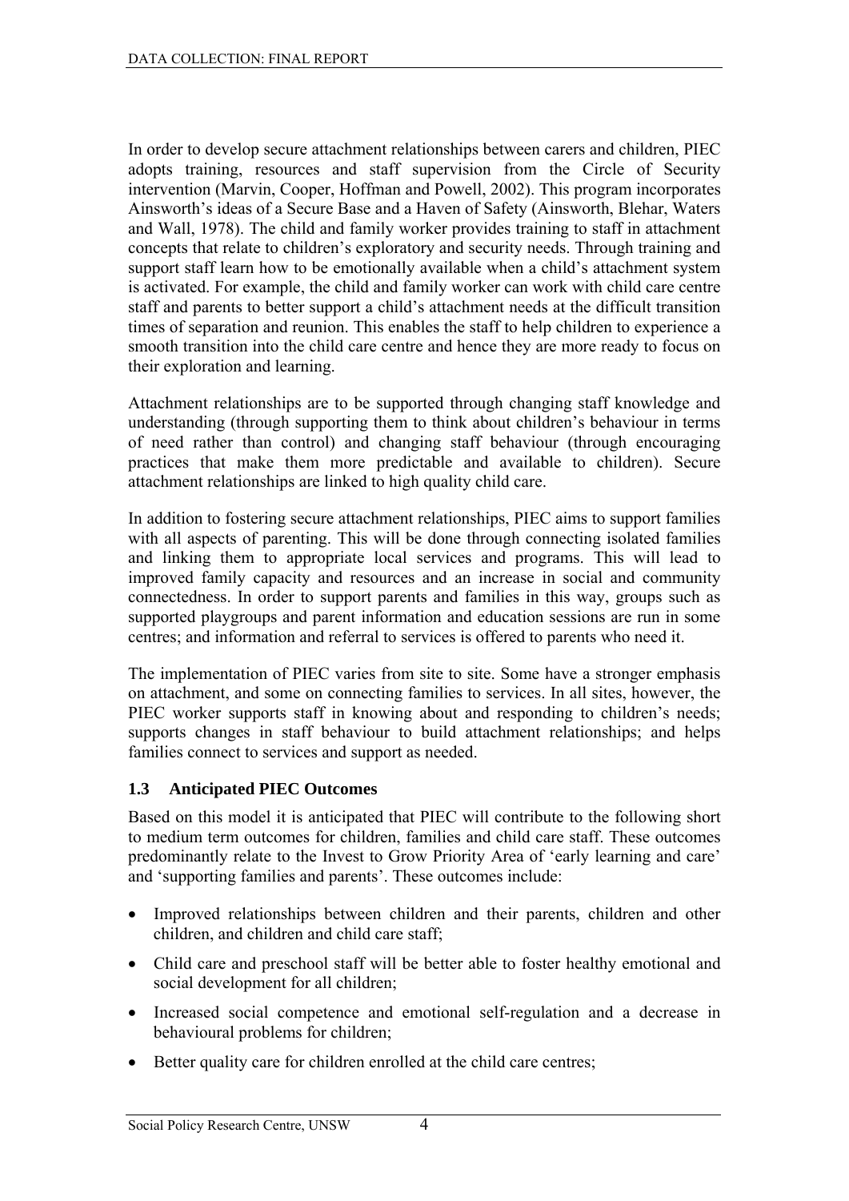In order to develop secure attachment relationships between carers and children, PIEC adopts training, resources and staff supervision from the Circle of Security intervention (Marvin, Cooper, Hoffman and Powell, 2002). This program incorporates Ainsworth's ideas of a Secure Base and a Haven of Safety (Ainsworth, Blehar, Waters and Wall, 1978). The child and family worker provides training to staff in attachment concepts that relate to children's exploratory and security needs. Through training and support staff learn how to be emotionally available when a child's attachment system is activated. For example, the child and family worker can work with child care centre staff and parents to better support a child's attachment needs at the difficult transition times of separation and reunion. This enables the staff to help children to experience a smooth transition into the child care centre and hence they are more ready to focus on their exploration and learning.

Attachment relationships are to be supported through changing staff knowledge and understanding (through supporting them to think about children's behaviour in terms of need rather than control) and changing staff behaviour (through encouraging practices that make them more predictable and available to children). Secure attachment relationships are linked to high quality child care.

In addition to fostering secure attachment relationships, PIEC aims to support families with all aspects of parenting. This will be done through connecting isolated families and linking them to appropriate local services and programs. This will lead to improved family capacity and resources and an increase in social and community connectedness. In order to support parents and families in this way, groups such as supported playgroups and parent information and education sessions are run in some centres; and information and referral to services is offered to parents who need it.

The implementation of PIEC varies from site to site. Some have a stronger emphasis on attachment, and some on connecting families to services. In all sites, however, the PIEC worker supports staff in knowing about and responding to children's needs; supports changes in staff behaviour to build attachment relationships; and helps families connect to services and support as needed.

### 1.3 Anticipated PIEC Outcomes

Based on this model it is anticipated that PIEC will contribute to the following short to medium term outcomes for children, families and child care staff. These outcomes predominantly relate to the Invest to Grow Priority Area of 'early learning and care' and 'supporting families and parents'. These outcomes include:

- Improved relationships between children and their parents, children and other children, and children and child care staff;
- Child care and preschool staff will be better able to foster healthy emotional and social development for all children;
- Increased social competence and emotional self-regulation and a decrease in behavioural problems for children;
- Better quality care for children enrolled at the child care centres;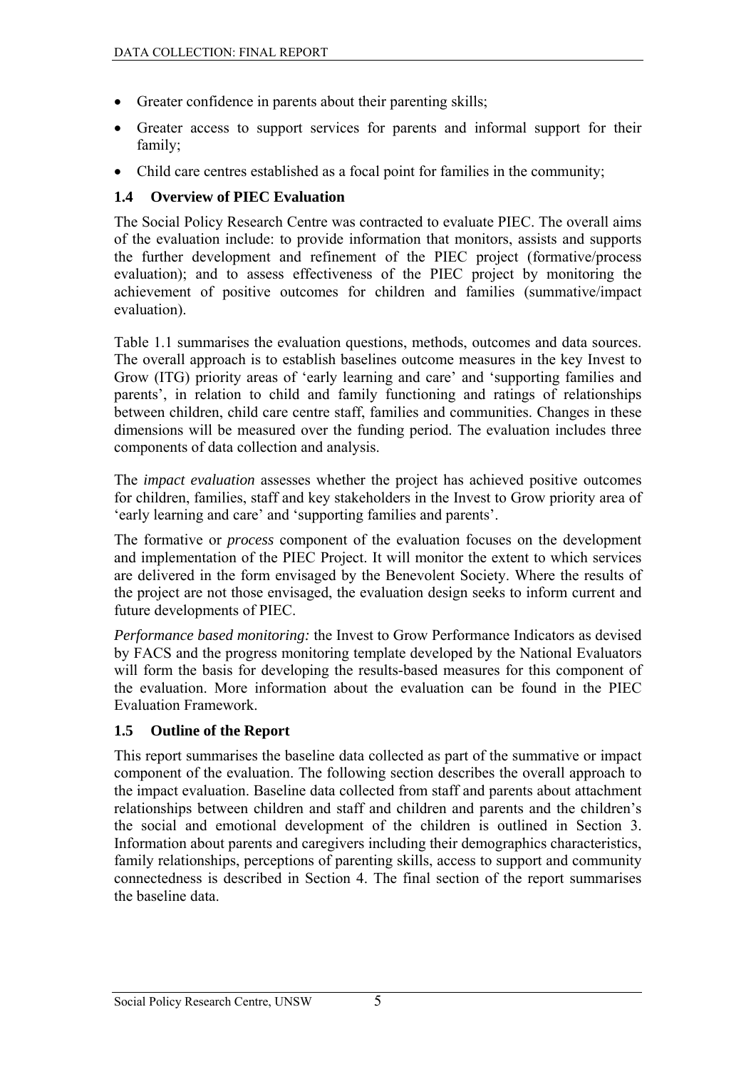- Greater confidence in parents about their parenting skills;
- Greater access to support services for parents and informal support for their family;
- Child care centres established as a focal point for families in the community;

## 1.4 Overview of PIEC Evaluation

The Social Policy Research Centre was contracted to evaluate PIEC. The overall aims of the evaluation include: to provide information that monitors, assists and supports the further development and refinement of the PIEC project (formative/process evaluation); and to assess effectiveness of the PIEC project by monitoring the achievement of positive outcomes for children and families (summative/impact evaluation).

Table 1.1 summarises the evaluation questions, methods, outcomes and data sources. The overall approach is to establish baselines outcome measures in the key Invest to Grow (ITG) priority areas of 'early learning and care' and 'supporting families and parents', in relation to child and family functioning and ratings of relationships between children, child care centre staff, families and communities. Changes in these dimensions will be measured over the funding period. The evaluation includes three components of data collection and analysis.

The *impact evaluation* assesses whether the project has achieved positive outcomes for children, families, staff and key stakeholders in the Invest to Grow priority area of 'early learning and care' and 'supporting families and parents'.

The formative or *process* component of the evaluation focuses on the development and implementation of the PIEC Project. It will monitor the extent to which services are delivered in the form envisaged by the Benevolent Society. Where the results of the project are not those envisaged, the evaluation design seeks to inform current and future developments of PIEC.

*Performance based monitoring:* the Invest to Grow Performance Indicators as devised by FACS and the progress monitoring template developed by the National Evaluators will form the basis for developing the results-based measures for this component of the evaluation. More information about the evaluation can be found in the PIEC Evaluation Framework.

## 1.5 Outline of the Report

This report summarises the baseline data collected as part of the summative or impact component of the evaluation. The following section describes the overall approach to the impact evaluation. Baseline data collected from staff and parents about attachment relationships between children and staff and children and parents and the children's the social and emotional development of the children is outlined in Section 3. Information about parents and caregivers including their demographics characteristics, family relationships, perceptions of parenting skills, access to support and community connectedness is described in Section 4. The final section of the report summarises the baseline data.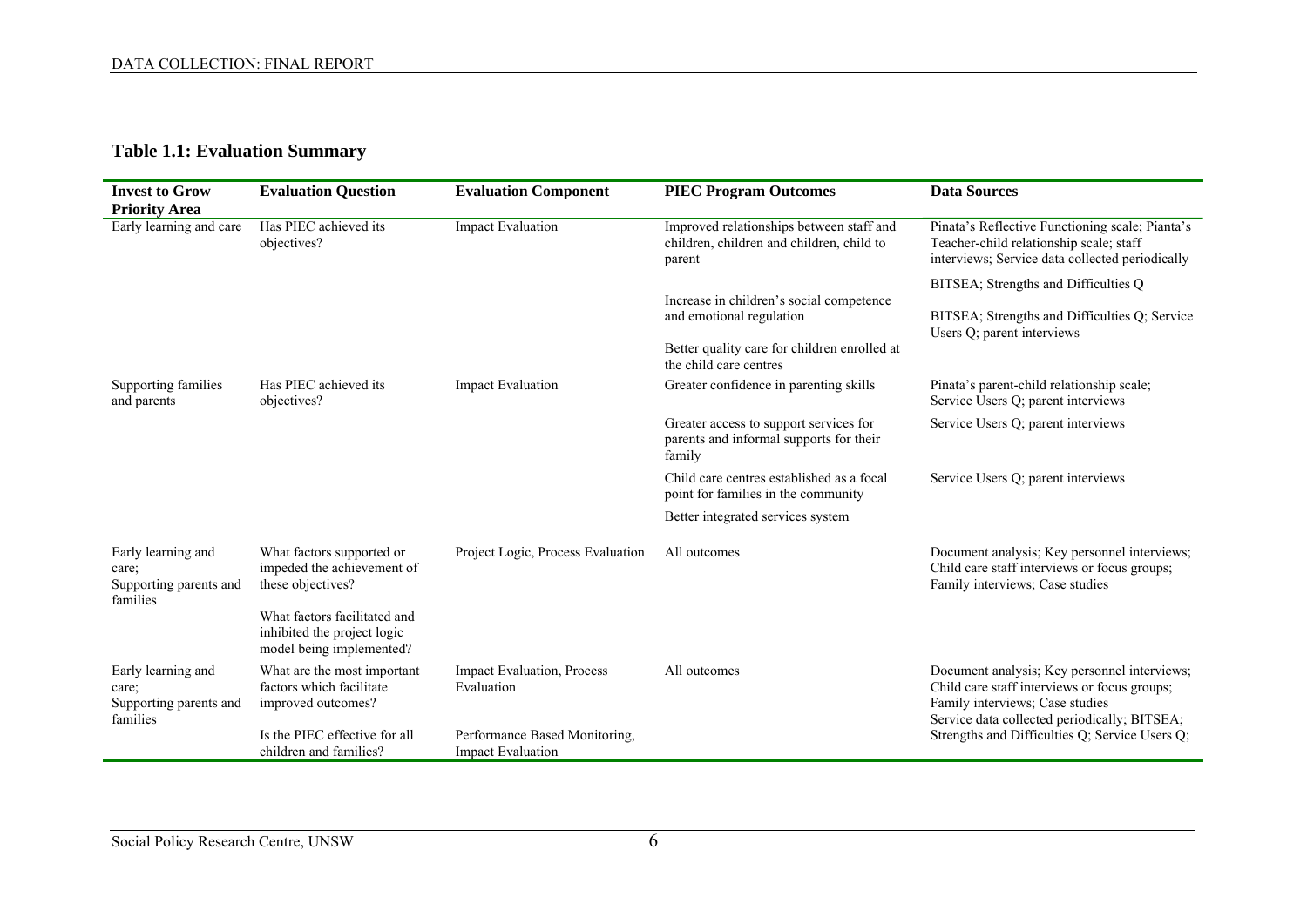## Table 1.1: Evaluation Summary

| Invest to Grow Priority Area | Evaluation Question | Evaluation Component | PIEC Program Outcomes | Data Sources |
|---|---|---|---|---|
| Early learning and care | Has PIEC achieved its objectives? | Impact Evaluation | Improved relationships between staff and children, children and children, child to parent | Pinata's Reflective Functioning scale; Pianta's Teacher-child relationship scale; staff interviews; Service data collected periodically |
| | | | Increase in children's social competence and emotional regulation | BITSEA; Strengths and Difficulties Q |
| | | | Better quality care for children enrolled at the child care centres | BITSEA; Strengths and Difficulties Q; Service Users Q; parent interviews |
| Supporting families and parents | Has PIEC achieved its objectives? | Impact Evaluation | Greater confidence in parenting skills | Pinata's parent-child relationship scale; Service Users Q; parent interviews |
| | | | Greater access to support services for parents and informal supports for their family | Service Users Q; parent interviews |
| | | | Child care centres established as a focal point for families in the community | Service Users Q; parent interviews |
| | | | Better integrated services system | |
| Early learning and care; Supporting parents and families | What factors supported or impeded the achievement of these objectives? | Project Logic, Process Evaluation | All outcomes | Document analysis; Key personnel interviews; Child care staff interviews or focus groups; Family interviews; Case studies |
| | What factors facilitated and inhibited the project logic model being implemented? | | | |
| Early learning and care; Supporting parents and families | What are the most important factors which facilitate improved outcomes? | Impact Evaluation, Process Evaluation | All outcomes | Document analysis; Key personnel interviews; Child care staff interviews or focus groups; Family interviews; Case studies |
| | Is the PIEC effective for all children and families? | Performance Based Monitoring, Impact Evaluation | | Service data collected periodically; BITSEA; Strengths and Difficulties Q; Service Users Q; |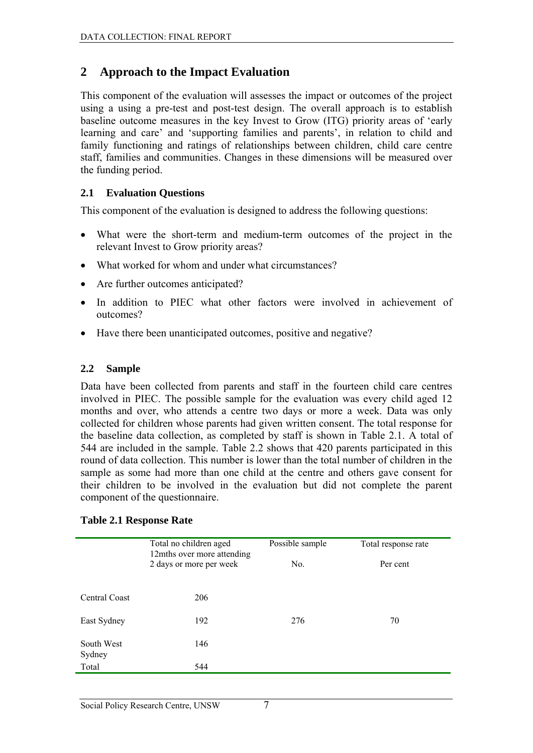## 2 Approach to the Impact Evaluation

This component of the evaluation will assesses the impact or outcomes of the project using a using a pre-test and post-test design. The overall approach is to establish baseline outcome measures in the key Invest to Grow (ITG) priority areas of 'early learning and care' and 'supporting families and parents', in relation to child and family functioning and ratings of relationships between children, child care centre staff, families and communities. Changes in these dimensions will be measured over the funding period.

### 2.1 Evaluation Questions

This component of the evaluation is designed to address the following questions:

- What were the short-term and medium-term outcomes of the project in the relevant Invest to Grow priority areas?
- What worked for whom and under what circumstances?
- Are further outcomes anticipated?
- In addition to PIEC what other factors were involved in achievement of outcomes?
- Have there been unanticipated outcomes, positive and negative?

### 2.2 Sample

Data have been collected from parents and staff in the fourteen child care centres involved in PIEC. The possible sample for the evaluation was every child aged 12 months and over, who attends a centre two days or more a week. Data was only collected for children whose parents had given written consent. The total response for the baseline data collection, as completed by staff is shown in Table 2.1. A total of 544 are included in the sample. Table 2.2 shows that 420 parents participated in this round of data collection. This number is lower than the total number of children in the sample as some had more than one child at the centre and others gave consent for their children to be involved in the evaluation but did not complete the parent component of the questionnaire.

**Table 2.1 Response Rate**

| | Total no children aged 12mths over more attending 2 days or more per week | Possible sample No. | Total response rate Per cent |
|---|---|---|---|
| Central Coast | 206 | | |
| East Sydney | 192 | 276 | 70 |
| South West Sydney | 146 | | |
| Total | 544 | | |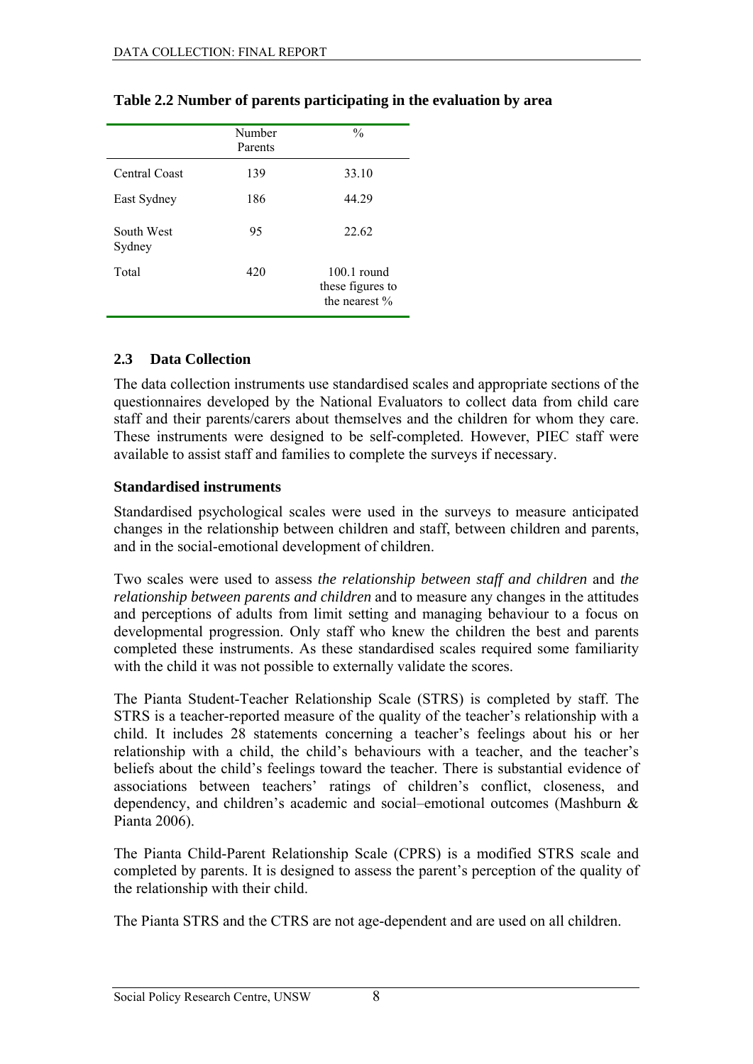**Table 2.2 Number of parents participating in the evaluation by area**

| | Number Parents | % |
|---|---|---|
| Central Coast | 139 | 33.10 |
| East Sydney | 186 | 44.29 |
| South West Sydney | 95 | 22.62 |
| Total | 420 | 100.1 round these figures to the nearest % |

## 2.3 Data Collection

The data collection instruments use standardised scales and appropriate sections of the questionnaires developed by the National Evaluators to collect data from child care staff and their parents/carers about themselves and the children for whom they care. These instruments were designed to be self-completed. However, PIEC staff were available to assist staff and families to complete the surveys if necessary.

### Standardised instruments

Standardised psychological scales were used in the surveys to measure anticipated changes in the relationship between children and staff, between children and parents, and in the social-emotional development of children.

Two scales were used to assess *the relationship between staff and children* and *the relationship between parents and children* and to measure any changes in the attitudes and perceptions of adults from limit setting and managing behaviour to a focus on developmental progression. Only staff who knew the children the best and parents completed these instruments. As these standardised scales required some familiarity with the child it was not possible to externally validate the scores.

The Pianta Student-Teacher Relationship Scale (STRS) is completed by staff. The STRS is a teacher-reported measure of the quality of the teacher's relationship with a child. It includes 28 statements concerning a teacher's feelings about his or her relationship with a child, the child's behaviours with a teacher, and the teacher's beliefs about the child's feelings toward the teacher. There is substantial evidence of associations between teachers' ratings of children's conflict, closeness, and dependency, and children's academic and social–emotional outcomes (Mashburn & Pianta 2006).

The Pianta Child-Parent Relationship Scale (CPRS) is a modified STRS scale and completed by parents. It is designed to assess the parent's perception of the quality of the relationship with their child.

The Pianta STRS and the CTRS are not age-dependent and are used on all children.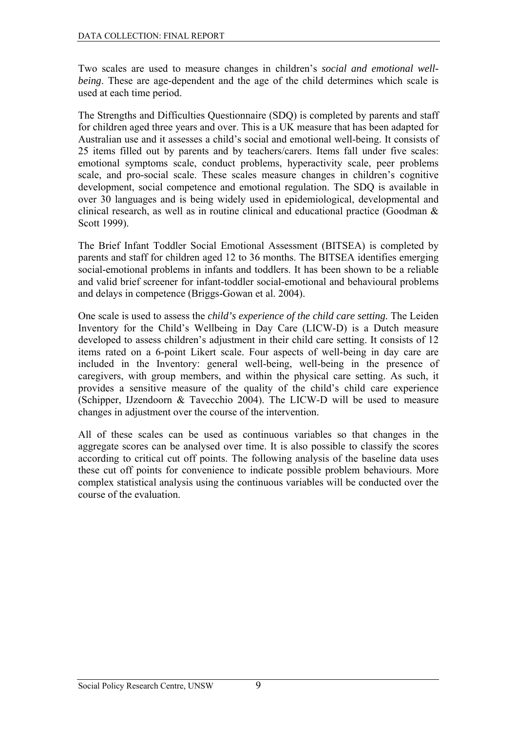Two scales are used to measure changes in children's *social and emotional well-being*. These are age-dependent and the age of the child determines which scale is used at each time period.

The Strengths and Difficulties Questionnaire (SDQ) is completed by parents and staff for children aged three years and over. This is a UK measure that has been adapted for Australian use and it assesses a child's social and emotional well-being. It consists of 25 items filled out by parents and by teachers/carers. Items fall under five scales: emotional symptoms scale, conduct problems, hyperactivity scale, peer problems scale, and pro-social scale. These scales measure changes in children's cognitive development, social competence and emotional regulation. The SDQ is available in over 30 languages and is being widely used in epidemiological, developmental and clinical research, as well as in routine clinical and educational practice (Goodman & Scott 1999).

The Brief Infant Toddler Social Emotional Assessment (BITSEA) is completed by parents and staff for children aged 12 to 36 months. The BITSEA identifies emerging social-emotional problems in infants and toddlers. It has been shown to be a reliable and valid brief screener for infant-toddler social-emotional and behavioural problems and delays in competence (Briggs-Gowan et al. 2004).

One scale is used to assess the *child's experience of the child care setting.* The Leiden Inventory for the Child's Wellbeing in Day Care (LICW-D) is a Dutch measure developed to assess children's adjustment in their child care setting. It consists of 12 items rated on a 6-point Likert scale. Four aspects of well-being in day care are included in the Inventory: general well-being, well-being in the presence of caregivers, with group members, and within the physical care setting. As such, it provides a sensitive measure of the quality of the child's child care experience (Schipper, IJzendoorn & Tavecchio 2004). The LICW-D will be used to measure changes in adjustment over the course of the intervention.

All of these scales can be used as continuous variables so that changes in the aggregate scores can be analysed over time. It is also possible to classify the scores according to critical cut off points. The following analysis of the baseline data uses these cut off points for convenience to indicate possible problem behaviours. More complex statistical analysis using the continuous variables will be conducted over the course of the evaluation.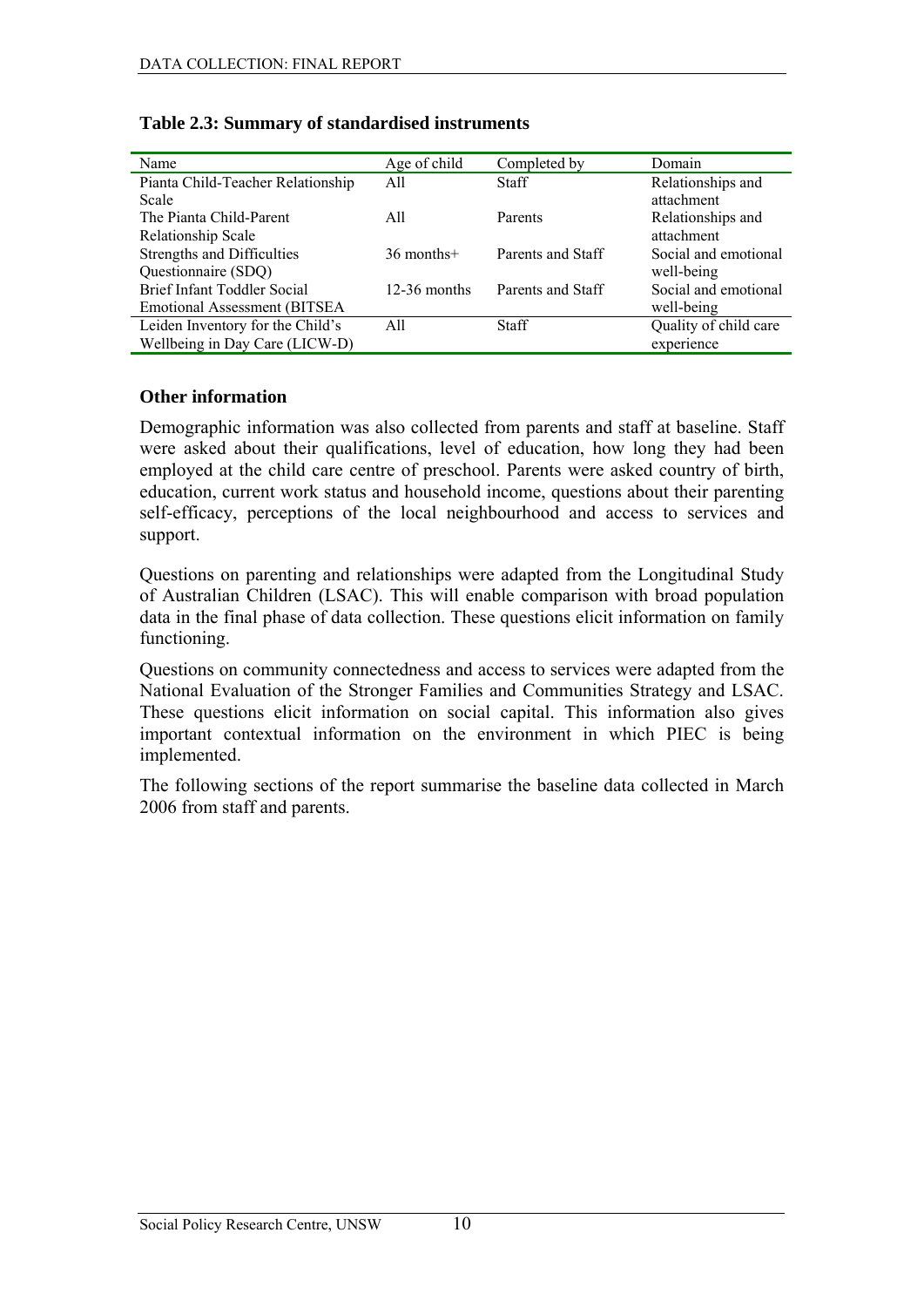**Table 2.3: Summary of standardised instruments**

| Name | Age of child | Completed by | Domain |
|---|---|---|---|
| Pianta Child-Teacher Relationship Scale | All | Staff | Relationships and attachment |
| The Pianta Child-Parent Relationship Scale | All | Parents | Relationships and attachment |
| Strengths and Difficulties Questionnaire (SDQ) | 36 months+ | Parents and Staff | Social and emotional well-being |
| Brief Infant Toddler Social Emotional Assessment (BITSEA | 12-36 months | Parents and Staff | Social and emotional well-being |
| Leiden Inventory for the Child's Wellbeing in Day Care (LICW-D) | All | Staff | Quality of child care experience |

### Other information

Demographic information was also collected from parents and staff at baseline. Staff were asked about their qualifications, level of education, how long they had been employed at the child care centre of preschool. Parents were asked country of birth, education, current work status and household income, questions about their parenting self-efficacy, perceptions of the local neighbourhood and access to services and support.

Questions on parenting and relationships were adapted from the Longitudinal Study of Australian Children (LSAC). This will enable comparison with broad population data in the final phase of data collection. These questions elicit information on family functioning.

Questions on community connectedness and access to services were adapted from the National Evaluation of the Stronger Families and Communities Strategy and LSAC. These questions elicit information on social capital. This information also gives important contextual information on the environment in which PIEC is being implemented.

The following sections of the report summarise the baseline data collected in March 2006 from staff and parents.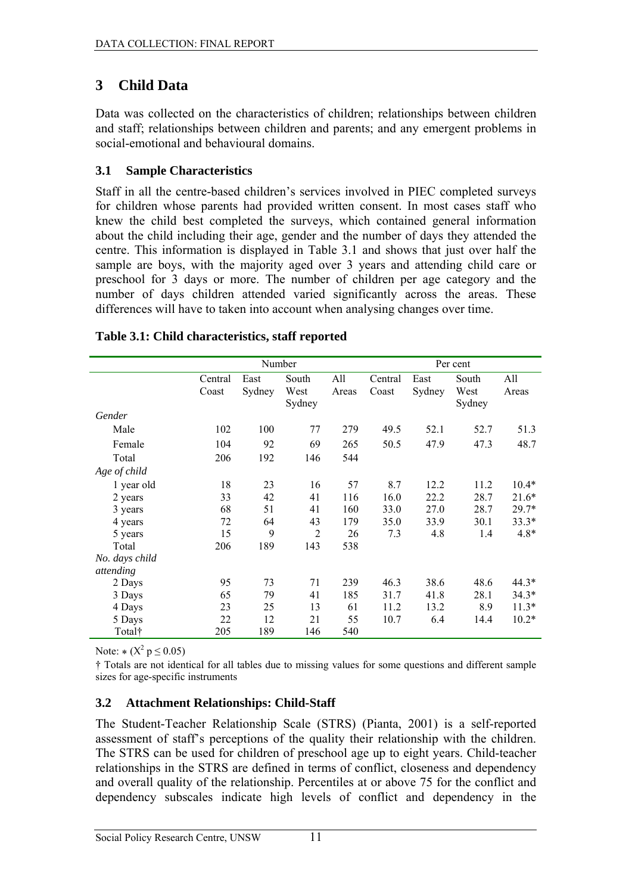# 3 Child Data

Data was collected on the characteristics of children; relationships between children and staff; relationships between children and parents; and any emergent problems in social-emotional and behavioural domains.

## 3.1 Sample Characteristics

Staff in all the centre-based children's services involved in PIEC completed surveys for children whose parents had provided written consent. In most cases staff who knew the child best completed the surveys, which contained general information about the child including their age, gender and the number of days they attended the centre. This information is displayed in Table 3.1 and shows that just over half the sample are boys, with the majority aged over 3 years and attending child care or preschool for 3 days or more. The number of children per age category and the number of days children attended varied significantly across the areas. These differences will have to taken into account when analysing changes over time.

**Table 3.1: Child characteristics, staff reported**

| | Number | | | | Per cent | | | |
|---|---|---|---|---|---|---|---|---|
| | Central Coast | East Sydney | South West Sydney | All Areas | Central Coast | East Sydney | South West Sydney | All Areas |
| *Gender* | | | | | | | | |
| Male | 102 | 100 | 77 | 279 | 49.5 | 52.1 | 52.7 | 51.3 |
| Female | 104 | 92 | 69 | 265 | 50.5 | 47.9 | 47.3 | 48.7 |
| Total | 206 | 192 | 146 | 544 | | | | |
| *Age of child* | | | | | | | | |
| 1 year old | 18 | 23 | 16 | 57 | 8.7 | 12.2 | 11.2 | 10.4* |
| 2 years | 33 | 42 | 41 | 116 | 16.0 | 22.2 | 28.7 | 21.6* |
| 3 years | 68 | 51 | 41 | 160 | 33.0 | 27.0 | 28.7 | 29.7* |
| 4 years | 72 | 64 | 43 | 179 | 35.0 | 33.9 | 30.1 | 33.3* |
| 5 years | 15 | 9 | 2 | 26 | 7.3 | 4.8 | 1.4 | 4.8* |
| Total | 206 | 189 | 143 | 538 | | | | |
| *No. days child attending* | | | | | | | | |
| 2 Days | 95 | 73 | 71 | 239 | 46.3 | 38.6 | 48.6 | 44.3* |
| 3 Days | 65 | 79 | 41 | 185 | 31.7 | 41.8 | 28.1 | 34.3* |
| 4 Days | 23 | 25 | 13 | 61 | 11.2 | 13.2 | 8.9 | 11.3* |
| 5 Days | 22 | 12 | 21 | 55 | 10.7 | 6.4 | 14.4 | 10.2* |
| Total† | 205 | 189 | 146 | 540 | | | | |

Note: * ($X^2$ $p \leq 0.05$)

† Totals are not identical for all tables due to missing values for some questions and different sample sizes for age-specific instruments

## 3.2 Attachment Relationships: Child-Staff

The Student-Teacher Relationship Scale (STRS) (Pianta, 2001) is a self-reported assessment of staff's perceptions of the quality their relationship with the children. The STRS can be used for children of preschool age up to eight years. Child-teacher relationships in the STRS are defined in terms of conflict, closeness and dependency and overall quality of the relationship. Percentiles at or above 75 for the conflict and dependency subscales indicate high levels of conflict and dependency in the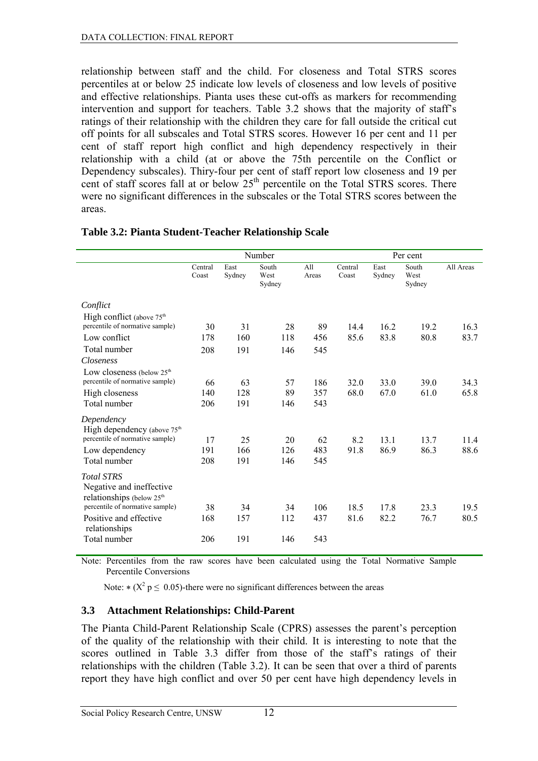relationship between staff and the child. For closeness and Total STRS scores percentiles at or below 25 indicate low levels of closeness and low levels of positive and effective relationships. Pianta uses these cut-offs as markers for recommending intervention and support for teachers. Table 3.2 shows that the majority of staff's ratings of their relationship with the children they care for fall outside the critical cut off points for all subscales and Total STRS scores. However 16 per cent and 11 per cent of staff report high conflict and high dependency respectively in their relationship with a child (at or above the 75th percentile on the Conflict or Dependency subscales). Thiry-four per cent of staff report low closeness and 19 per cent of staff scores fall at or below 25[th] percentile on the Total STRS scores. There were no significant differences in the subscales or the Total STRS scores between the areas.

### Table 3.2: Pianta Student-Teacher Relationship Scale

| | Number | | | | Per cent | | | |
|---|---|---|---|---|---|---|---|---|
| | Central Coast | East Sydney | South West Sydney | All Areas | Central Coast | East Sydney | South West Sydney | All Areas |
| *Conflict* | | | | | | | | |
| High conflict (above 75[th] percentile of normative sample) | 30 | 31 | 28 | 89 | 14.4 | 16.2 | 19.2 | 16.3 |
| Low conflict | 178 | 160 | 118 | 456 | 85.6 | 83.8 | 80.8 | 83.7 |
| Total number | 208 | 191 | 146 | 545 | | | | |
| *Closeness* | | | | | | | | |
| Low closeness (below 25[th] percentile of normative sample) | 66 | 63 | 57 | 186 | 32.0 | 33.0 | 39.0 | 34.3 |
| High closeness | 140 | 128 | 89 | 357 | 68.0 | 67.0 | 61.0 | 65.8 |
| Total number | 206 | 191 | 146 | 543 | | | | |
| *Dependency* | | | | | | | | |
| High dependency (above 75[th] percentile of normative sample) | 17 | 25 | 20 | 62 | 8.2 | 13.1 | 13.7 | 11.4 |
| Low dependency | 191 | 166 | 126 | 483 | 91.8 | 86.9 | 86.3 | 88.6 |
| Total number | 208 | 191 | 146 | 545 | | | | |
| *Total STRS* | | | | | | | | |
| Negative and ineffective relationships (below 25[th] percentile of normative sample) | 38 | 34 | 34 | 106 | 18.5 | 17.8 | 23.3 | 19.5 |
| Positive and effective relationships | 168 | 157 | 112 | 437 | 81.6 | 82.2 | 76.7 | 80.5 |
| Total number | 206 | 191 | 146 | 543 | | | | |

Note: Percentiles from the raw scores have been calculated using the Total Normative Sample Percentile Conversions

Note: * ($X^2$ $p \leq 0.05$)-there were no significant differences between the areas

### 3.3 Attachment Relationships: Child-Parent

The Pianta Child-Parent Relationship Scale (CPRS) assesses the parent's perception of the quality of the relationship with their child. It is interesting to note that the scores outlined in Table 3.3 differ from those of the staff's ratings of their relationships with the children (Table 3.2). It can be seen that over a third of parents report they have high conflict and over 50 per cent have high dependency levels in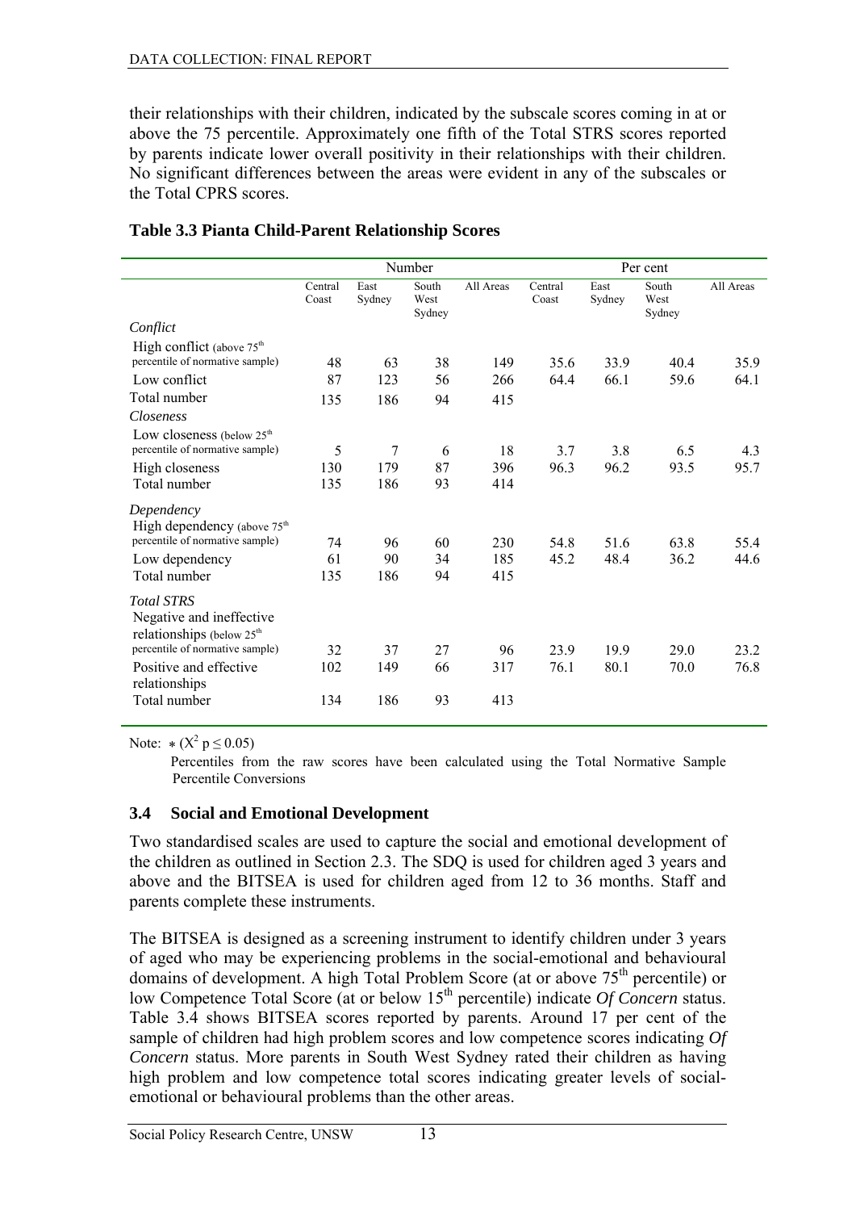their relationships with their children, indicated by the subscale scores coming in at or above the 75 percentile. Approximately one fifth of the Total STRS scores reported by parents indicate lower overall positivity in their relationships with their children. No significant differences between the areas were evident in any of the subscales or the Total CPRS scores.

**Table 3.3 Pianta Child-Parent Relationship Scores**

| | Number | | | | Per cent | | | |
|---|---|---|---|---|---|---|---|---|
| | Central Coast | East Sydney | South West Sydney | All Areas | Central Coast | East Sydney | South West Sydney | All Areas |
| *Conflict* | | | | | | | | |
| High conflict (above 75th percentile of normative sample) | 48 | 63 | 38 | 149 | 35.6 | 33.9 | 40.4 | 35.9 |
| Low conflict | 87 | 123 | 56 | 266 | 64.4 | 66.1 | 59.6 | 64.1 |
| Total number | 135 | 186 | 94 | 415 | | | | |
| *Closeness* | | | | | | | | |
| Low closeness (below 25th percentile of normative sample) | 5 | 7 | 6 | 18 | 3.7 | 3.8 | 6.5 | 4.3 |
| High closeness | 130 | 179 | 87 | 396 | 96.3 | 96.2 | 93.5 | 95.7 |
| Total number | 135 | 186 | 93 | 414 | | | | |
| *Dependency* | | | | | | | | |
| High dependency (above 75th percentile of normative sample) | 74 | 96 | 60 | 230 | 54.8 | 51.6 | 63.8 | 55.4 |
| Low dependency | 61 | 90 | 34 | 185 | 45.2 | 48.4 | 36.2 | 44.6 |
| Total number | 135 | 186 | 94 | 415 | | | | |
| *Total STRS* | | | | | | | | |
| Negative and ineffective relationships (below 25th percentile of normative sample) | 32 | 37 | 27 | 96 | 23.9 | 19.9 | 29.0 | 23.2 |
| Positive and effective relationships | 102 | 149 | 66 | 317 | 76.1 | 80.1 | 70.0 | 76.8 |
| Total number | 134 | 186 | 93 | 413 | | | | |

Note: * ($X^2$ $p \leq 0.05$)

Percentiles from the raw scores have been calculated using the Total Normative Sample Percentile Conversions

## 3.4 Social and Emotional Development

Two standardised scales are used to capture the social and emotional development of the children as outlined in Section 2.3. The SDQ is used for children aged 3 years and above and the BITSEA is used for children aged from 12 to 36 months. Staff and parents complete these instruments.

The BITSEA is designed as a screening instrument to identify children under 3 years of aged who may be experiencing problems in the social-emotional and behavioural domains of development. A high Total Problem Score (at or above 75th percentile) or low Competence Total Score (at or below 15th percentile) indicate *Of Concern* status. Table 3.4 shows BITSEA scores reported by parents. Around 17 per cent of the sample of children had high problem scores and low competence scores indicating *Of Concern* status. More parents in South West Sydney rated their children as having high problem and low competence total scores indicating greater levels of social-emotional or behavioural problems than the other areas.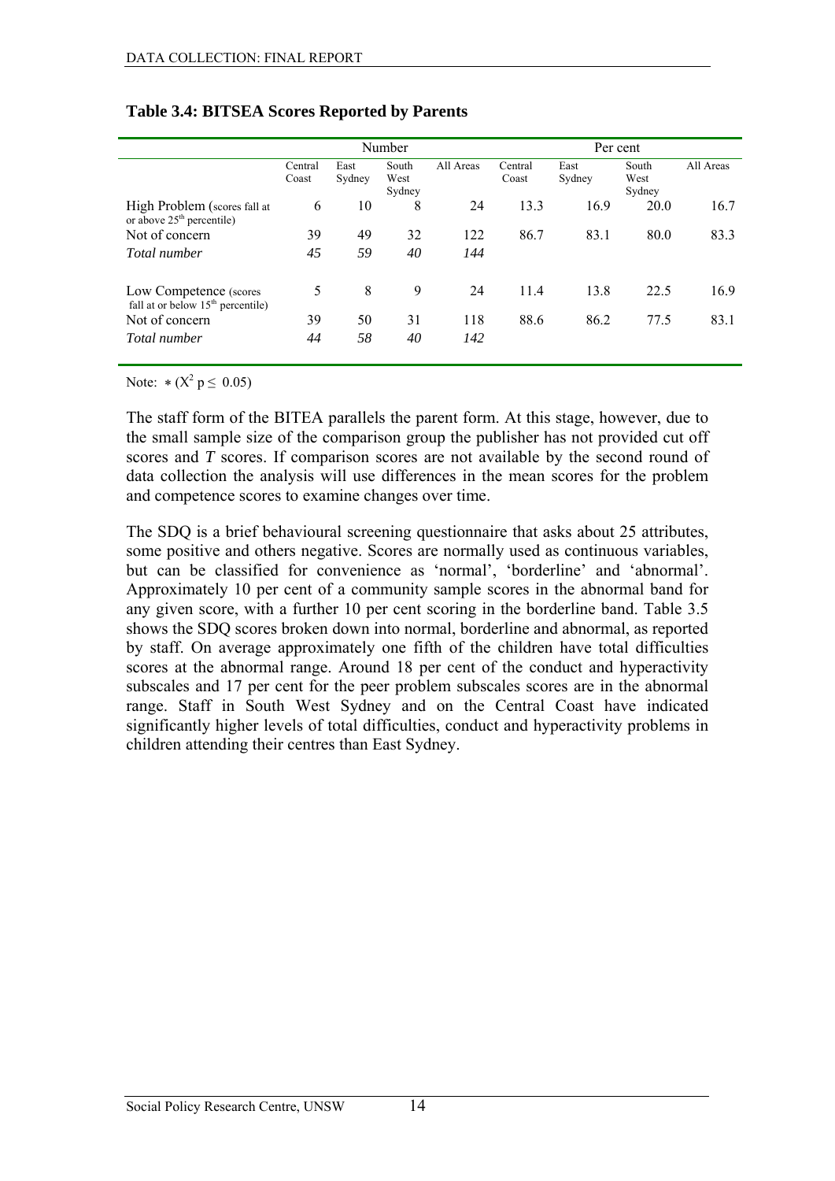**Table 3.4: BITSEA Scores Reported by Parents**

| | Number | | | | Per cent | | | |
|---|---|---|---|---|---|---|---|---|
| | Central Coast | East Sydney | South West Sydney | All Areas | Central Coast | East Sydney | South West Sydney | All Areas |
| High Problem (scores fall at or above 25th percentile) | 6 | 10 | 8 | 24 | 13.3 | 16.9 | 20.0 | 16.7 |
| Not of concern | 39 | 49 | 32 | 122 | 86.7 | 83.1 | 80.0 | 83.3 |
| *Total number* | *45* | *59* | *40* | *144* | | | | |
| Low Competence (scores fall at or below 15th percentile) | 5 | 8 | 9 | 24 | 11.4 | 13.8 | 22.5 | 16.9 |
| Not of concern | 39 | 50 | 31 | 118 | 88.6 | 86.2 | 77.5 | 83.1 |
| *Total number* | *44* | *58* | *40* | *142* | | | | |

Note: ∗ ($X^2$ $p \leq 0.05$)

The staff form of the BITEA parallels the parent form. At this stage, however, due to the small sample size of the comparison group the publisher has not provided cut off scores and *T* scores. If comparison scores are not available by the second round of data collection the analysis will use differences in the mean scores for the problem and competence scores to examine changes over time.

The SDQ is a brief behavioural screening questionnaire that asks about 25 attributes, some positive and others negative. Scores are normally used as continuous variables, but can be classified for convenience as 'normal', 'borderline' and 'abnormal'. Approximately 10 per cent of a community sample scores in the abnormal band for any given score, with a further 10 per cent scoring in the borderline band. Table 3.5 shows the SDQ scores broken down into normal, borderline and abnormal, as reported by staff. On average approximately one fifth of the children have total difficulties scores at the abnormal range. Around 18 per cent of the conduct and hyperactivity subscales and 17 per cent for the peer problem subscales scores are in the abnormal range. Staff in South West Sydney and on the Central Coast have indicated significantly higher levels of total difficulties, conduct and hyperactivity problems in children attending their centres than East Sydney.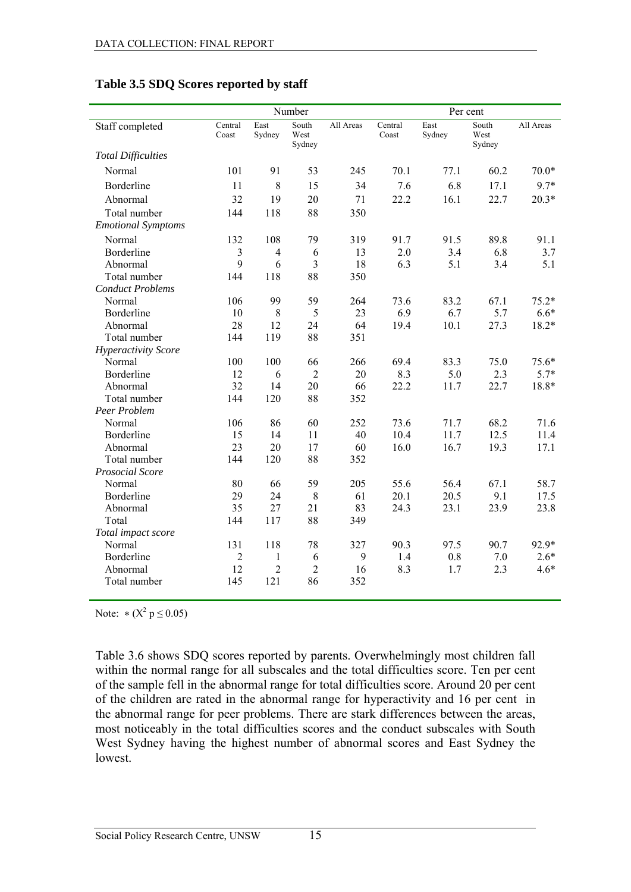### Table 3.5 SDQ Scores reported by staff

| | Number | | | | Per cent | | | |
|---|---|---|---|---|---|---|---|---|
| Staff completed | Central Coast | East Sydney | South West Sydney | All Areas | Central Coast | East Sydney | South West Sydney | All Areas |
| *Total Difficulties* | | | | | | | | |
| Normal | 101 | 91 | 53 | 245 | 70.1 | 77.1 | 60.2 | 70.0* |
| Borderline | 11 | 8 | 15 | 34 | 7.6 | 6.8 | 17.1 | 9.7* |
| Abnormal | 32 | 19 | 20 | 71 | 22.2 | 16.1 | 22.7 | 20.3* |
| Total number | 144 | 118 | 88 | 350 | | | | |
| *Emotional Symptoms* | | | | | | | | |
| Normal | 132 | 108 | 79 | 319 | 91.7 | 91.5 | 89.8 | 91.1 |
| Borderline | 3 | 4 | 6 | 13 | 2.0 | 3.4 | 6.8 | 3.7 |
| Abnormal | 9 | 6 | 3 | 18 | 6.3 | 5.1 | 3.4 | 5.1 |
| Total number | 144 | 118 | 88 | 350 | | | | |
| *Conduct Problems* | | | | | | | | |
| Normal | 106 | 99 | 59 | 264 | 73.6 | 83.2 | 67.1 | 75.2* |
| Borderline | 10 | 8 | 5 | 23 | 6.9 | 6.7 | 5.7 | 6.6* |
| Abnormal | 28 | 12 | 24 | 64 | 19.4 | 10.1 | 27.3 | 18.2* |
| Total number | 144 | 119 | 88 | 351 | | | | |
| *Hyperactivity Score* | | | | | | | | |
| Normal | 100 | 100 | 66 | 266 | 69.4 | 83.3 | 75.0 | 75.6* |
| Borderline | 12 | 6 | 2 | 20 | 8.3 | 5.0 | 2.3 | 5.7* |
| Abnormal | 32 | 14 | 20 | 66 | 22.2 | 11.7 | 22.7 | 18.8* |
| Total number | 144 | 120 | 88 | 352 | | | | |
| *Peer Problem* | | | | | | | | |
| Normal | 106 | 86 | 60 | 252 | 73.6 | 71.7 | 68.2 | 71.6 |
| Borderline | 15 | 14 | 11 | 40 | 10.4 | 11.7 | 12.5 | 11.4 |
| Abnormal | 23 | 20 | 17 | 60 | 16.0 | 16.7 | 19.3 | 17.1 |
| Total number | 144 | 120 | 88 | 352 | | | | |
| *Prosocial Score* | | | | | | | | |
| Normal | 80 | 66 | 59 | 205 | 55.6 | 56.4 | 67.1 | 58.7 |
| Borderline | 29 | 24 | 8 | 61 | 20.1 | 20.5 | 9.1 | 17.5 |
| Abnormal | 35 | 27 | 21 | 83 | 24.3 | 23.1 | 23.9 | 23.8 |
| Total | 144 | 117 | 88 | 349 | | | | |
| *Total impact score* | | | | | | | | |
| Normal | 131 | 118 | 78 | 327 | 90.3 | 97.5 | 90.7 | 92.9* |
| Borderline | 2 | 1 | 6 | 9 | 1.4 | 0.8 | 7.0 | 2.6* |
| Abnormal | 12 | 2 | 2 | 16 | 8.3 | 1.7 | 2.3 | 4.6* |
| Total number | 145 | 121 | 86 | 352 | | | | |

Note: * ($X^2$ $p \leq 0.05$)

Table 3.6 shows SDQ scores reported by parents. Overwhelmingly most children fall within the normal range for all subscales and the total difficulties score. Ten per cent of the sample fell in the abnormal range for total difficulties score. Around 20 per cent of the children are rated in the abnormal range for hyperactivity and 16 per cent in the abnormal range for peer problems. There are stark differences between the areas, most noticeably in the total difficulties scores and the conduct subscales with South West Sydney having the highest number of abnormal scores and East Sydney the lowest.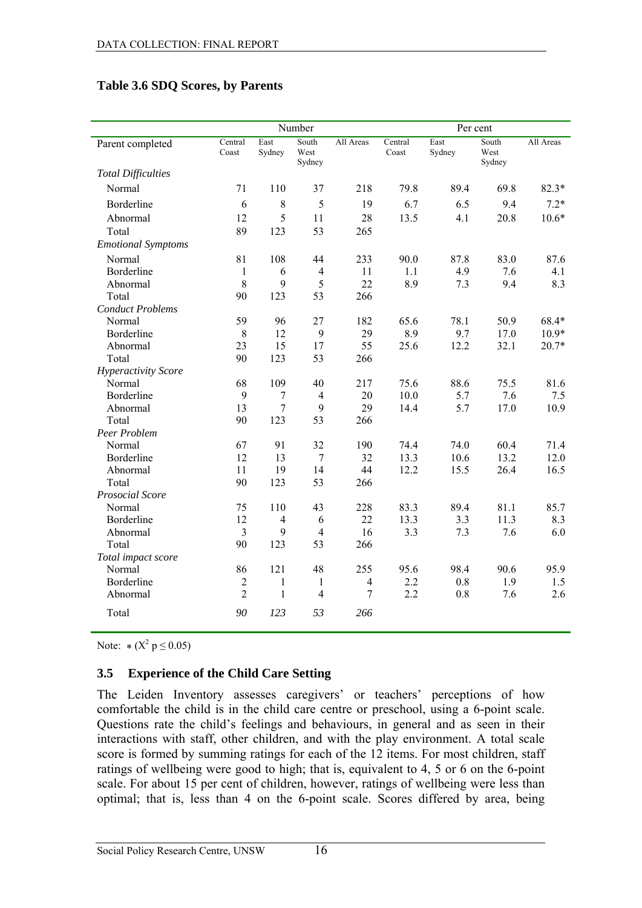**Table 3.6 SDQ Scores, by Parents**

| | Number | | | | Per cent | | | |
|---|---|---|---|---|---|---|---|---|
| Parent completed | Central Coast | East Sydney | South West Sydney | All Areas | Central Coast | East Sydney | South West Sydney | All Areas |
| *Total Difficulties* | | | | | | | | |
| Normal | 71 | 110 | 37 | 218 | 79.8 | 89.4 | 69.8 | 82.3* |
| Borderline | 6 | 8 | 5 | 19 | 6.7 | 6.5 | 9.4 | 7.2* |
| Abnormal | 12 | 5 | 11 | 28 | 13.5 | 4.1 | 20.8 | 10.6* |
| Total | 89 | 123 | 53 | 265 | | | | |
| *Emotional Symptoms* | | | | | | | | |
| Normal | 81 | 108 | 44 | 233 | 90.0 | 87.8 | 83.0 | 87.6 |
| Borderline | 1 | 6 | 4 | 11 | 1.1 | 4.9 | 7.6 | 4.1 |
| Abnormal | 8 | 9 | 5 | 22 | 8.9 | 7.3 | 9.4 | 8.3 |
| Total | 90 | 123 | 53 | 266 | | | | |
| *Conduct Problems* | | | | | | | | |
| Normal | 59 | 96 | 27 | 182 | 65.6 | 78.1 | 50.9 | 68.4* |
| Borderline | 8 | 12 | 9 | 29 | 8.9 | 9.7 | 17.0 | 10.9* |
| Abnormal | 23 | 15 | 17 | 55 | 25.6 | 12.2 | 32.1 | 20.7* |
| Total | 90 | 123 | 53 | 266 | | | | |
| *Hyperactivity Score* | | | | | | | | |
| Normal | 68 | 109 | 40 | 217 | 75.6 | 88.6 | 75.5 | 81.6 |
| Borderline | 9 | 7 | 4 | 20 | 10.0 | 5.7 | 7.6 | 7.5 |
| Abnormal | 13 | 7 | 9 | 29 | 14.4 | 5.7 | 17.0 | 10.9 |
| Total | 90 | 123 | 53 | 266 | | | | |
| *Peer Problem* | | | | | | | | |
| Normal | 67 | 91 | 32 | 190 | 74.4 | 74.0 | 60.4 | 71.4 |
| Borderline | 12 | 13 | 7 | 32 | 13.3 | 10.6 | 13.2 | 12.0 |
| Abnormal | 11 | 19 | 14 | 44 | 12.2 | 15.5 | 26.4 | 16.5 |
| Total | 90 | 123 | 53 | 266 | | | | |
| *Prosocial Score* | | | | | | | | |
| Normal | 75 | 110 | 43 | 228 | 83.3 | 89.4 | 81.1 | 85.7 |
| Borderline | 12 | 4 | 6 | 22 | 13.3 | 3.3 | 11.3 | 8.3 |
| Abnormal | 3 | 9 | 4 | 16 | 3.3 | 7.3 | 7.6 | 6.0 |
| Total | 90 | 123 | 53 | 266 | | | | |
| *Total impact score* | | | | | | | | |
| Normal | 86 | 121 | 48 | 255 | 95.6 | 98.4 | 90.6 | 95.9 |
| Borderline | 2 | 1 | 1 | 4 | 2.2 | 0.8 | 1.9 | 1.5 |
| Abnormal | 2 | 1 | 4 | 7 | 2.2 | 0.8 | 7.6 | 2.6 |
| Total | *90* | *123* | *53* | *266* | | | | |

Note: * ($X^2$ $p \leq 0.05$)

## 3.5 Experience of the Child Care Setting

The Leiden Inventory assesses caregivers' or teachers' perceptions of how comfortable the child is in the child care centre or preschool, using a 6-point scale. Questions rate the child's feelings and behaviours, in general and as seen in their interactions with staff, other children, and with the play environment. A total scale score is formed by summing ratings for each of the 12 items. For most children, staff ratings of wellbeing were good to high; that is, equivalent to 4, 5 or 6 on the 6-point scale. For about 15 per cent of children, however, ratings of wellbeing were less than optimal; that is, less than 4 on the 6-point scale. Scores differed by area, being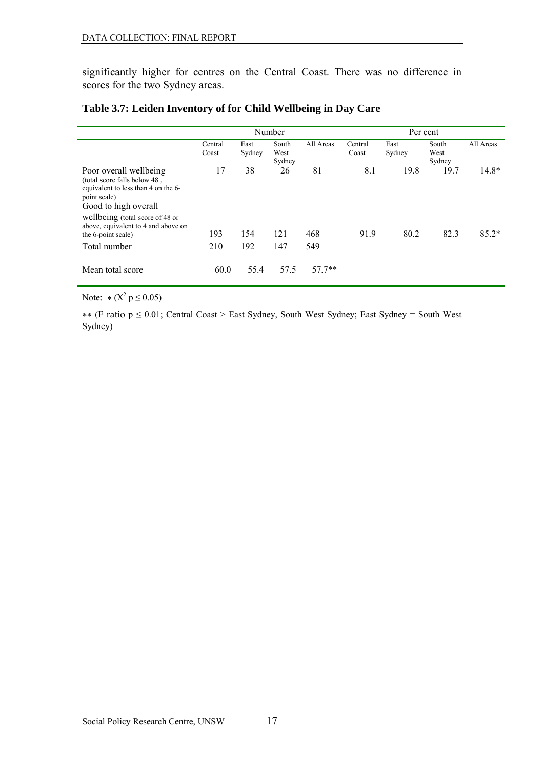significantly higher for centres on the Central Coast. There was no difference in scores for the two Sydney areas.

### Table 3.7: Leiden Inventory of for Child Wellbeing in Day Care

| | Number | | | | Per cent | | | |
|---|---|---|---|---|---|---|---|---|
| | Central Coast | East Sydney | South West Sydney | All Areas | Central Coast | East Sydney | South West Sydney | All Areas |
| Poor overall wellbeing (total score falls below 48 , equivalent to less than 4 on the 6-point scale) | 17 | 38 | 26 | 81 | 8.1 | 19.8 | 19.7 | 14.8* |
| Good to high overall wellbeing (total score of 48 or above, equivalent to 4 and above on the 6-point scale) | 193 | 154 | 121 | 468 | 91.9 | 80.2 | 82.3 | 85.2* |
| Total number | 210 | 192 | 147 | 549 | | | | |
| Mean total score | 60.0 | 55.4 | 57.5 | 57.7** | | | | |

Note: * ($X^2$ $p \leq 0.05$)

** (F ratio $p \leq 0.01$; Central Coast > East Sydney, South West Sydney; East Sydney = South West Sydney)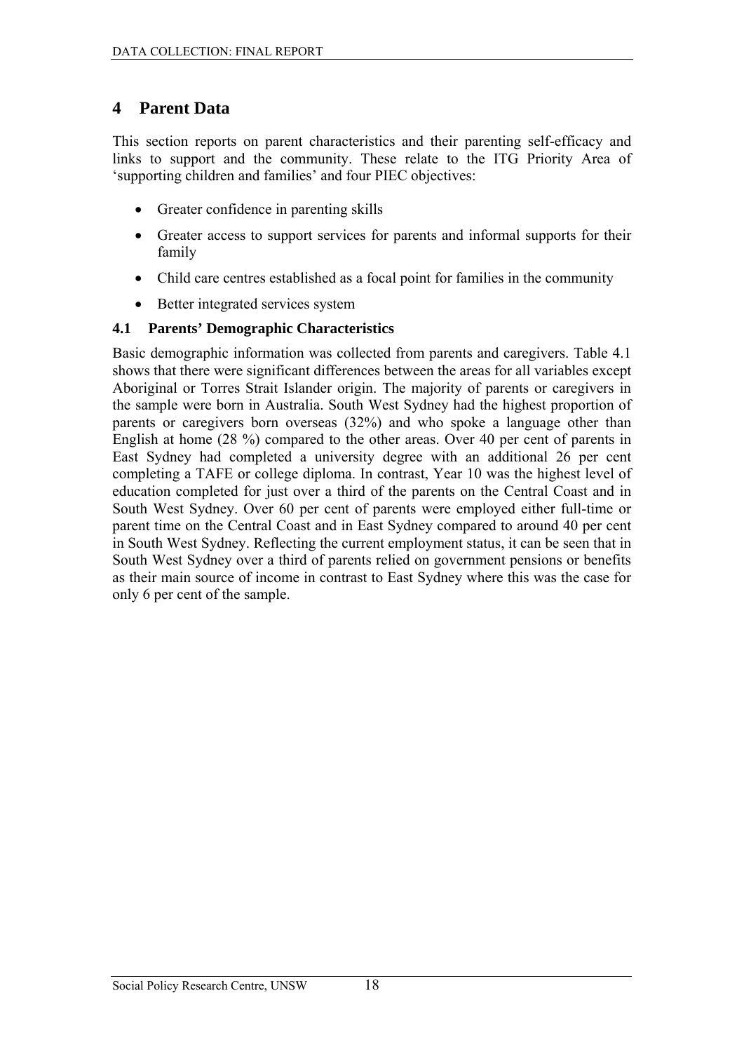# 4 Parent Data

This section reports on parent characteristics and their parenting self-efficacy and links to support and the community. These relate to the ITG Priority Area of 'supporting children and families' and four PIEC objectives:

- Greater confidence in parenting skills
- Greater access to support services for parents and informal supports for their family
- Child care centres established as a focal point for families in the community
- Better integrated services system

## 4.1 Parents' Demographic Characteristics

Basic demographic information was collected from parents and caregivers. Table 4.1 shows that there were significant differences between the areas for all variables except Aboriginal or Torres Strait Islander origin. The majority of parents or caregivers in the sample were born in Australia. South West Sydney had the highest proportion of parents or caregivers born overseas (32%) and who spoke a language other than English at home (28 %) compared to the other areas. Over 40 per cent of parents in East Sydney had completed a university degree with an additional 26 per cent completing a TAFE or college diploma. In contrast, Year 10 was the highest level of education completed for just over a third of the parents on the Central Coast and in South West Sydney. Over 60 per cent of parents were employed either full-time or parent time on the Central Coast and in East Sydney compared to around 40 per cent in South West Sydney. Reflecting the current employment status, it can be seen that in South West Sydney over a third of parents relied on government pensions or benefits as their main source of income in contrast to East Sydney where this was the case for only 6 per cent of the sample.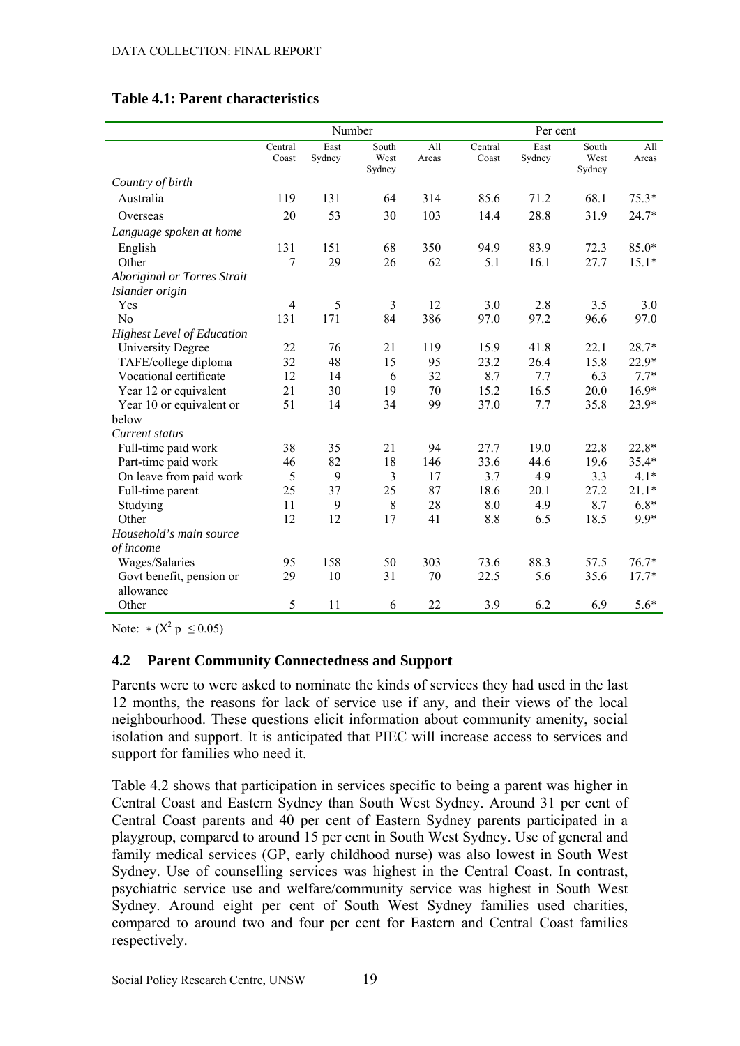## Table 4.1: Parent characteristics

| | Number | | | | Per cent | | | |
|---|---|---|---|---|---|---|---|---|
| | Central Coast | East Sydney | South West Sydney | All Areas | Central Coast | East Sydney | South West Sydney | All Areas |
| *Country of birth* | | | | | | | | |
| Australia | 119 | 131 | 64 | 314 | 85.6 | 71.2 | 68.1 | 75.3* |
| Overseas | 20 | 53 | 30 | 103 | 14.4 | 28.8 | 31.9 | 24.7* |
| *Language spoken at home* | | | | | | | | |
| English | 131 | 151 | 68 | 350 | 94.9 | 83.9 | 72.3 | 85.0* |
| Other | 7 | 29 | 26 | 62 | 5.1 | 16.1 | 27.7 | 15.1* |
| *Aboriginal or Torres Strait Islander origin* | | | | | | | | |
| Yes | 4 | 5 | 3 | 12 | 3.0 | 2.8 | 3.5 | 3.0 |
| No | 131 | 171 | 84 | 386 | 97.0 | 97.2 | 96.6 | 97.0 |
| *Highest Level of Education* | | | | | | | | |
| University Degree | 22 | 76 | 21 | 119 | 15.9 | 41.8 | 22.1 | 28.7* |
| TAFE/college diploma | 32 | 48 | 15 | 95 | 23.2 | 26.4 | 15.8 | 22.9* |
| Vocational certificate | 12 | 14 | 6 | 32 | 8.7 | 7.7 | 6.3 | 7.7* |
| Year 12 or equivalent | 21 | 30 | 19 | 70 | 15.2 | 16.5 | 20.0 | 16.9* |
| Year 10 or equivalent or below | 51 | 14 | 34 | 99 | 37.0 | 7.7 | 35.8 | 23.9* |
| *Current status* | | | | | | | | |
| Full-time paid work | 38 | 35 | 21 | 94 | 27.7 | 19.0 | 22.8 | 22.8* |
| Part-time paid work | 46 | 82 | 18 | 146 | 33.6 | 44.6 | 19.6 | 35.4* |
| On leave from paid work | 5 | 9 | 3 | 17 | 3.7 | 4.9 | 3.3 | 4.1* |
| Full-time parent | 25 | 37 | 25 | 87 | 18.6 | 20.1 | 27.2 | 21.1* |
| Studying | 11 | 9 | 8 | 28 | 8.0 | 4.9 | 8.7 | 6.8* |
| Other | 12 | 12 | 17 | 41 | 8.8 | 6.5 | 18.5 | 9.9* |
| *Household's main source of income* | | | | | | | | |
| Wages/Salaries | 95 | 158 | 50 | 303 | 73.6 | 88.3 | 57.5 | 76.7* |
| Govt benefit, pension or allowance | 29 | 10 | 31 | 70 | 22.5 | 5.6 | 35.6 | 17.7* |
| Other | 5 | 11 | 6 | 22 | 3.9 | 6.2 | 6.9 | 5.6* |

Note: * ($X^2$ $p \le 0.05$)

## 4.2 Parent Community Connectedness and Support

Parents were to were asked to nominate the kinds of services they had used in the last 12 months, the reasons for lack of service use if any, and their views of the local neighbourhood. These questions elicit information about community amenity, social isolation and support. It is anticipated that PIEC will increase access to services and support for families who need it.

Table 4.2 shows that participation in services specific to being a parent was higher in Central Coast and Eastern Sydney than South West Sydney. Around 31 per cent of Central Coast parents and 40 per cent of Eastern Sydney parents participated in a playgroup, compared to around 15 per cent in South West Sydney. Use of general and family medical services (GP, early childhood nurse) was also lowest in South West Sydney. Use of counselling services was highest in the Central Coast. In contrast, psychiatric service use and welfare/community service was highest in South West Sydney. Around eight per cent of South West Sydney families used charities, compared to around two and four per cent for Eastern and Central Coast families respectively.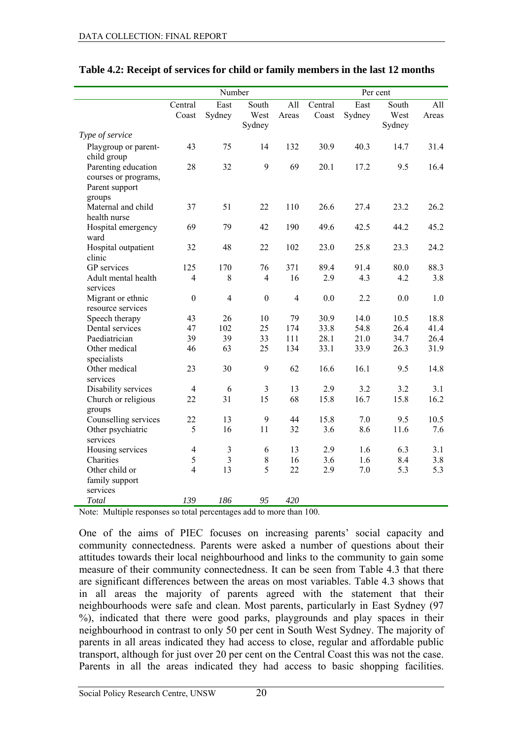**Table 4.2: Receipt of services for child or family members in the last 12 months**

| | Number | | | | Per cent | | | |
|---|---|---|---|---|---|---|---|---|
| | Central Coast | East Sydney | South West Sydney | All Areas | Central Coast | East Sydney | South West Sydney | All Areas |
| *Type of service* | | | | | | | | |
| Playgroup or parent-child group | 43 | 75 | 14 | 132 | 30.9 | 40.3 | 14.7 | 31.4 |
| Parenting education courses or programs, Parent support groups | 28 | 32 | 9 | 69 | 20.1 | 17.2 | 9.5 | 16.4 |
| Maternal and child health nurse | 37 | 51 | 22 | 110 | 26.6 | 27.4 | 23.2 | 26.2 |
| Hospital emergency ward | 69 | 79 | 42 | 190 | 49.6 | 42.5 | 44.2 | 45.2 |
| Hospital outpatient clinic | 32 | 48 | 22 | 102 | 23.0 | 25.8 | 23.3 | 24.2 |
| GP services | 125 | 170 | 76 | 371 | 89.4 | 91.4 | 80.0 | 88.3 |
| Adult mental health services | 4 | 8 | 4 | 16 | 2.9 | 4.3 | 4.2 | 3.8 |
| Migrant or ethnic resource services | 0 | 4 | 0 | 4 | 0.0 | 2.2 | 0.0 | 1.0 |
| Speech therapy | 43 | 26 | 10 | 79 | 30.9 | 14.0 | 10.5 | 18.8 |
| Dental services | 47 | 102 | 25 | 174 | 33.8 | 54.8 | 26.4 | 41.4 |
| Paediatrician | 39 | 39 | 33 | 111 | 28.1 | 21.0 | 34.7 | 26.4 |
| Other medical specialists | 46 | 63 | 25 | 134 | 33.1 | 33.9 | 26.3 | 31.9 |
| Other medical services | 23 | 30 | 9 | 62 | 16.6 | 16.1 | 9.5 | 14.8 |
| Disability services | 4 | 6 | 3 | 13 | 2.9 | 3.2 | 3.2 | 3.1 |
| Church or religious groups | 22 | 31 | 15 | 68 | 15.8 | 16.7 | 15.8 | 16.2 |
| Counselling services | 22 | 13 | 9 | 44 | 15.8 | 7.0 | 9.5 | 10.5 |
| Other psychiatric services | 5 | 16 | 11 | 32 | 3.6 | 8.6 | 11.6 | 7.6 |
| Housing services | 4 | 3 | 6 | 13 | 2.9 | 1.6 | 6.3 | 3.1 |
| Charities | 5 | 3 | 8 | 16 | 3.6 | 1.6 | 8.4 | 3.8 |
| Other child or family support services | 4 | 13 | 5 | 22 | 2.9 | 7.0 | 5.3 | 5.3 |
| *Total* | *139* | *186* | *95* | *420* | | | | |

Note: Multiple responses so total percentages add to more than 100.

One of the aims of PIEC focuses on increasing parents' social capacity and community connectedness. Parents were asked a number of questions about their attitudes towards their local neighbourhood and links to the community to gain some measure of their community connectedness. It can be seen from Table 4.3 that there are significant differences between the areas on most variables. Table 4.3 shows that in all areas the majority of parents agreed with the statement that their neighbourhoods were safe and clean. Most parents, particularly in East Sydney (97 %), indicated that there were good parks, playgrounds and play spaces in their neighbourhood in contrast to only 50 per cent in South West Sydney. The majority of parents in all areas indicated they had access to close, regular and affordable public transport, although for just over 20 per cent on the Central Coast this was not the case. Parents in all the areas indicated they had access to basic shopping facilities.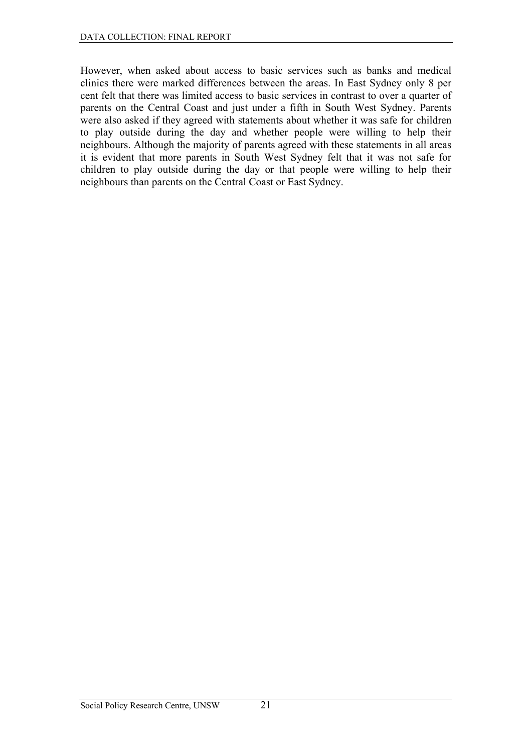However, when asked about access to basic services such as banks and medical clinics there were marked differences between the areas. In East Sydney only 8 per cent felt that there was limited access to basic services in contrast to over a quarter of parents on the Central Coast and just under a fifth in South West Sydney. Parents were also asked if they agreed with statements about whether it was safe for children to play outside during the day and whether people were willing to help their neighbours. Although the majority of parents agreed with these statements in all areas it is evident that more parents in South West Sydney felt that it was not safe for children to play outside during the day or that people were willing to help their neighbours than parents on the Central Coast or East Sydney.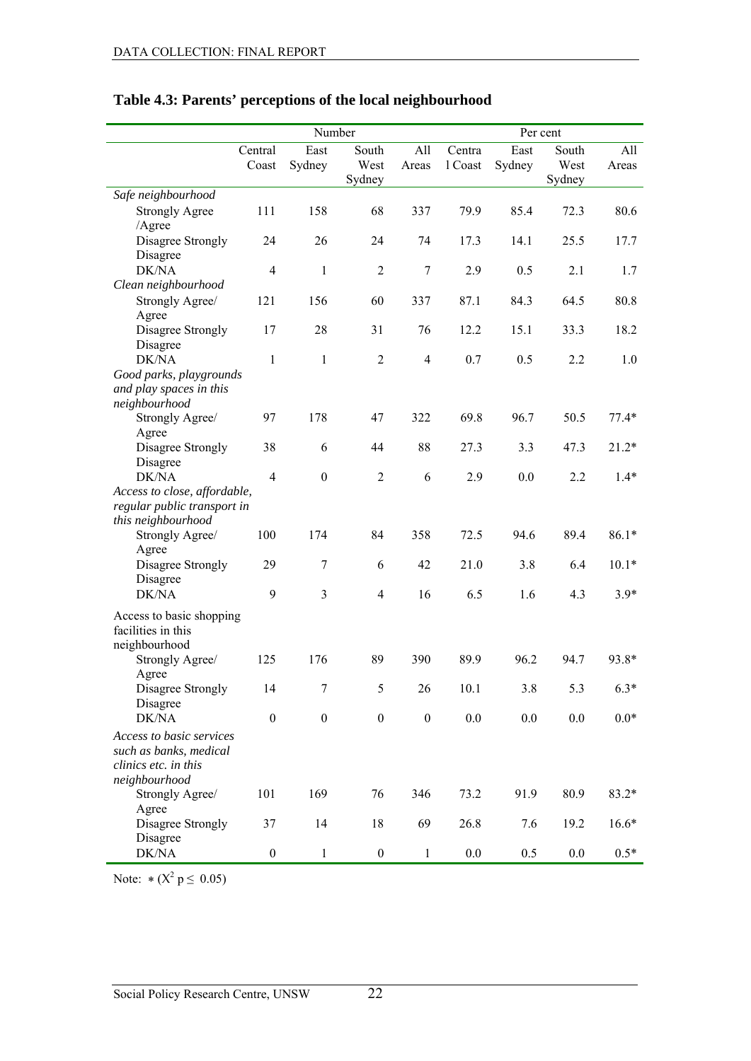## Table 4.3: Parents' perceptions of the local neighbourhood

| | Number | | | | Per cent | | | |
|---|---|---|---|---|---|---|---|---|
| | Central Coast | East Sydney | South West Sydney | All Areas | Central Coast | East Sydney | South West Sydney | All Areas |
| *Safe neighbourhood* | | | | | | | | |
| Strongly Agree /Agree | 111 | 158 | 68 | 337 | 79.9 | 85.4 | 72.3 | 80.6 |
| Disagree Strongly Disagree | 24 | 26 | 24 | 74 | 17.3 | 14.1 | 25.5 | 17.7 |
| DK/NA | 4 | 1 | 2 | 7 | 2.9 | 0.5 | 2.1 | 1.7 |
| *Clean neighbourhood* | | | | | | | | |
| Strongly Agree/ Agree | 121 | 156 | 60 | 337 | 87.1 | 84.3 | 64.5 | 80.8 |
| Disagree Strongly Disagree | 17 | 28 | 31 | 76 | 12.2 | 15.1 | 33.3 | 18.2 |
| DK/NA | 1 | 1 | 2 | 4 | 0.7 | 0.5 | 2.2 | 1.0 |
| *Good parks, playgrounds and play spaces in this neighbourhood* | | | | | | | | |
| Strongly Agree/ Agree | 97 | 178 | 47 | 322 | 69.8 | 96.7 | 50.5 | 77.4* |
| Disagree Strongly Disagree | 38 | 6 | 44 | 88 | 27.3 | 3.3 | 47.3 | 21.2* |
| DK/NA | 4 | 0 | 2 | 6 | 2.9 | 0.0 | 2.2 | 1.4* |
| *Access to close, affordable, regular public transport in this neighbourhood* | | | | | | | | |
| Strongly Agree/ Agree | 100 | 174 | 84 | 358 | 72.5 | 94.6 | 89.4 | 86.1* |
| Disagree Strongly Disagree | 29 | 7 | 6 | 42 | 21.0 | 3.8 | 6.4 | 10.1* |
| DK/NA | 9 | 3 | 4 | 16 | 6.5 | 1.6 | 4.3 | 3.9* |
| Access to basic shopping facilities in this neighbourhood | | | | | | | | |
| Strongly Agree/ Agree | 125 | 176 | 89 | 390 | 89.9 | 96.2 | 94.7 | 93.8* |
| Disagree Strongly Disagree | 14 | 7 | 5 | 26 | 10.1 | 3.8 | 5.3 | 6.3* |
| DK/NA | 0 | 0 | 0 | 0 | 0.0 | 0.0 | 0.0 | 0.0* |
| *Access to basic services such as banks, medical clinics etc. in this neighbourhood* | | | | | | | | |
| Strongly Agree/ Agree | 101 | 169 | 76 | 346 | 73.2 | 91.9 | 80.9 | 83.2* |
| Disagree Strongly Disagree | 37 | 14 | 18 | 69 | 26.8 | 7.6 | 19.2 | 16.6* |
| DK/NA | 0 | 1 | 0 | 1 | 0.0 | 0.5 | 0.0 | 0.5* |

Note: * ($X^2$ $p \leq 0.05$)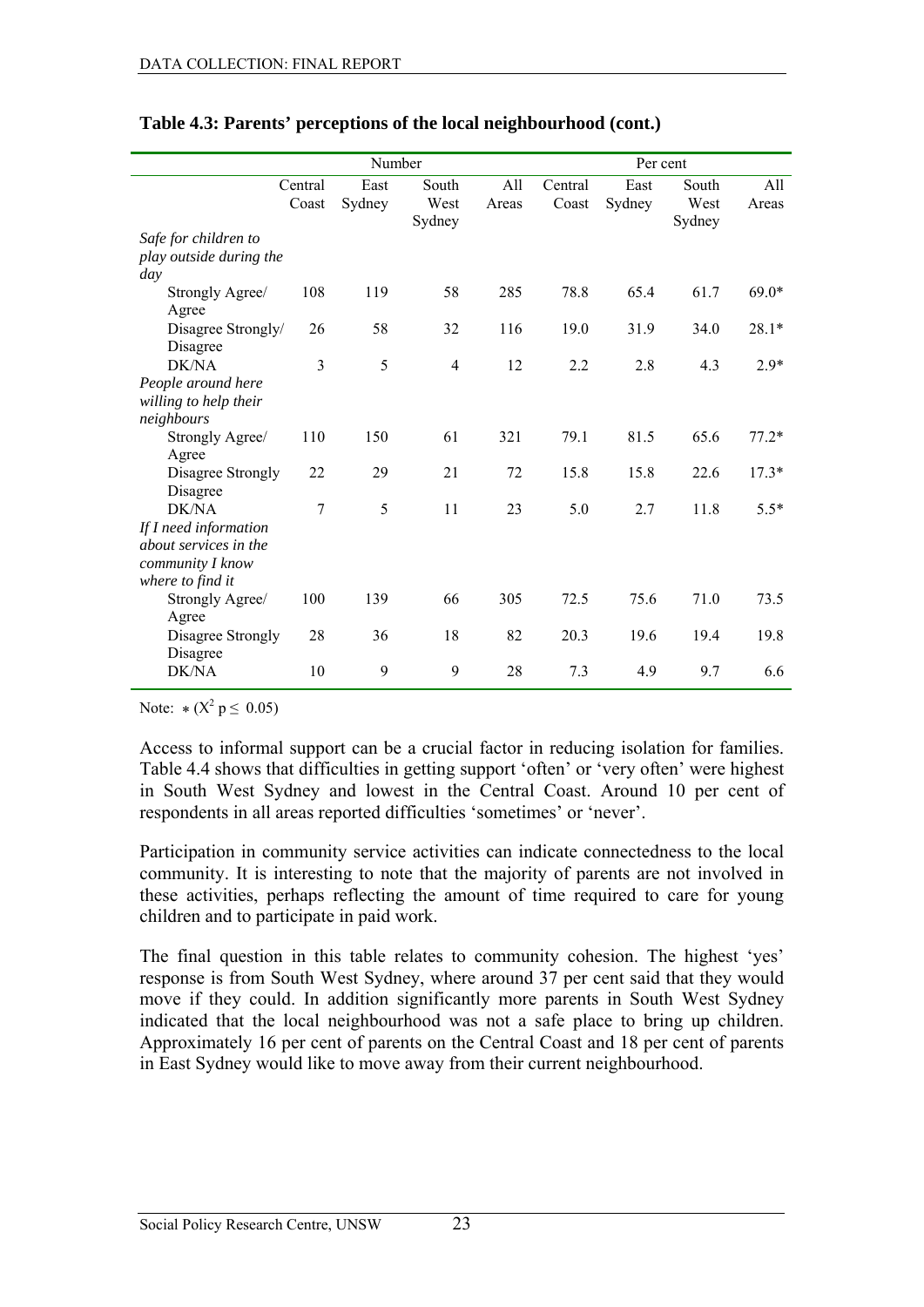**Table 4.3: Parents' perceptions of the local neighbourhood (cont.)**

| | Number | | | | Per cent | | | |
|---|---|---|---|---|---|---|---|---|
| | Central Coast | East Sydney | South West Sydney | All Areas | Central Coast | East Sydney | South West Sydney | All Areas |
| *Safe for children to play outside during the day* | | | | | | | | |
| Strongly Agree/ Agree | 108 | 119 | 58 | 285 | 78.8 | 65.4 | 61.7 | 69.0* |
| Disagree Strongly/ Disagree | 26 | 58 | 32 | 116 | 19.0 | 31.9 | 34.0 | 28.1* |
| DK/NA | 3 | 5 | 4 | 12 | 2.2 | 2.8 | 4.3 | 2.9* |
| *People around here willing to help their neighbours* | | | | | | | | |
| Strongly Agree/ Agree | 110 | 150 | 61 | 321 | 79.1 | 81.5 | 65.6 | 77.2* |
| Disagree Strongly Disagree | 22 | 29 | 21 | 72 | 15.8 | 15.8 | 22.6 | 17.3* |
| DK/NA | 7 | 5 | 11 | 23 | 5.0 | 2.7 | 11.8 | 5.5* |
| *If I need information about services in the community I know where to find it* | | | | | | | | |
| Strongly Agree/ Agree | 100 | 139 | 66 | 305 | 72.5 | 75.6 | 71.0 | 73.5 |
| Disagree Strongly Disagree | 28 | 36 | 18 | 82 | 20.3 | 19.6 | 19.4 | 19.8 |
| DK/NA | 10 | 9 | 9 | 28 | 7.3 | 4.9 | 9.7 | 6.6 |

Note: * ($X^2$ $p \leq 0.05$)

Access to informal support can be a crucial factor in reducing isolation for families. Table 4.4 shows that difficulties in getting support 'often' or 'very often' were highest in South West Sydney and lowest in the Central Coast. Around 10 per cent of respondents in all areas reported difficulties 'sometimes' or 'never'.

Participation in community service activities can indicate connectedness to the local community. It is interesting to note that the majority of parents are not involved in these activities, perhaps reflecting the amount of time required to care for young children and to participate in paid work.

The final question in this table relates to community cohesion. The highest 'yes' response is from South West Sydney, where around 37 per cent said that they would move if they could. In addition significantly more parents in South West Sydney indicated that the local neighbourhood was not a safe place to bring up children. Approximately 16 per cent of parents on the Central Coast and 18 per cent of parents in East Sydney would like to move away from their current neighbourhood.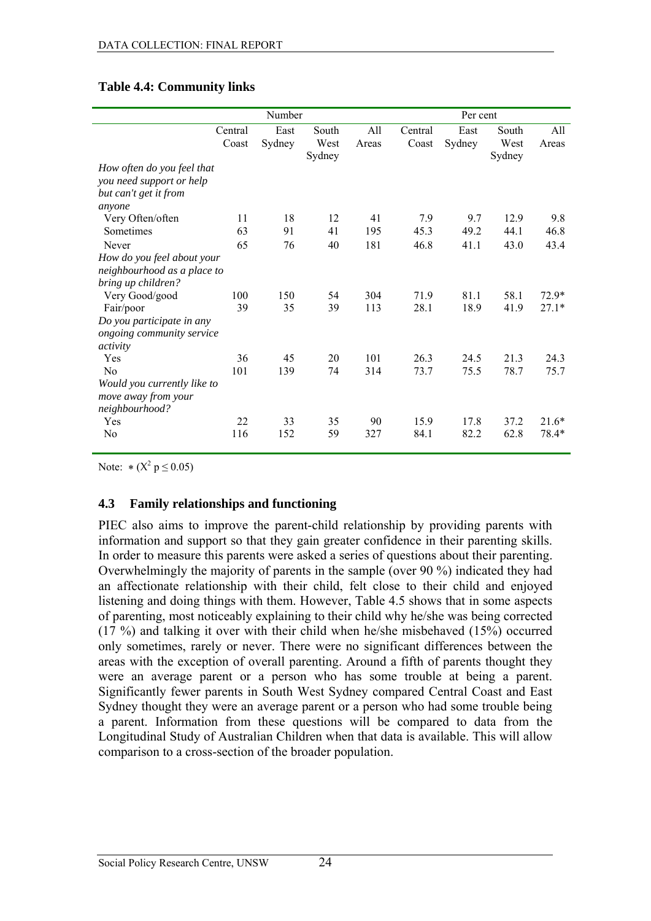**Table 4.4: Community links**

| | Number | | | | Per cent | | | |
|---|---|---|---|---|---|---|---|---|
| | Central Coast | East Sydney | South West Sydney | All Areas | Central Coast | East Sydney | South West Sydney | All Areas |
| *How often do you feel that you need support or help but can't get it from anyone* | | | | | | | | |
| Very Often/often | 11 | 18 | 12 | 41 | 7.9 | 9.7 | 12.9 | 9.8 |
| Sometimes | 63 | 91 | 41 | 195 | 45.3 | 49.2 | 44.1 | 46.8 |
| Never | 65 | 76 | 40 | 181 | 46.8 | 41.1 | 43.0 | 43.4 |
| *How do you feel about your neighbourhood as a place to bring up children?* | | | | | | | | |
| Very Good/good | 100 | 150 | 54 | 304 | 71.9 | 81.1 | 58.1 | 72.9* |
| Fair/poor | 39 | 35 | 39 | 113 | 28.1 | 18.9 | 41.9 | 27.1* |
| *Do you participate in any ongoing community service activity* | | | | | | | | |
| Yes | 36 | 45 | 20 | 101 | 26.3 | 24.5 | 21.3 | 24.3 |
| No | 101 | 139 | 74 | 314 | 73.7 | 75.5 | 78.7 | 75.7 |
| *Would you currently like to move away from your neighbourhood?* | | | | | | | | |
| Yes | 22 | 33 | 35 | 90 | 15.9 | 17.8 | 37.2 | 21.6* |
| No | 116 | 152 | 59 | 327 | 84.1 | 82.2 | 62.8 | 78.4* |

Note: * ($X^2$ $p \leq 0.05$)

## 4.3 Family relationships and functioning

PIEC also aims to improve the parent-child relationship by providing parents with information and support so that they gain greater confidence in their parenting skills. In order to measure this parents were asked a series of questions about their parenting. Overwhelmingly the majority of parents in the sample (over 90 %) indicated they had an affectionate relationship with their child, felt close to their child and enjoyed listening and doing things with them. However, Table 4.5 shows that in some aspects of parenting, most noticeably explaining to their child why he/she was being corrected (17 %) and talking it over with their child when he/she misbehaved (15%) occurred only sometimes, rarely or never. There were no significant differences between the areas with the exception of overall parenting. Around a fifth of parents thought they were an average parent or a person who has some trouble at being a parent. Significantly fewer parents in South West Sydney compared Central Coast and East Sydney thought they were an average parent or a person who had some trouble being a parent. Information from these questions will be compared to data from the Longitudinal Study of Australian Children when that data is available. This will allow comparison to a cross-section of the broader population.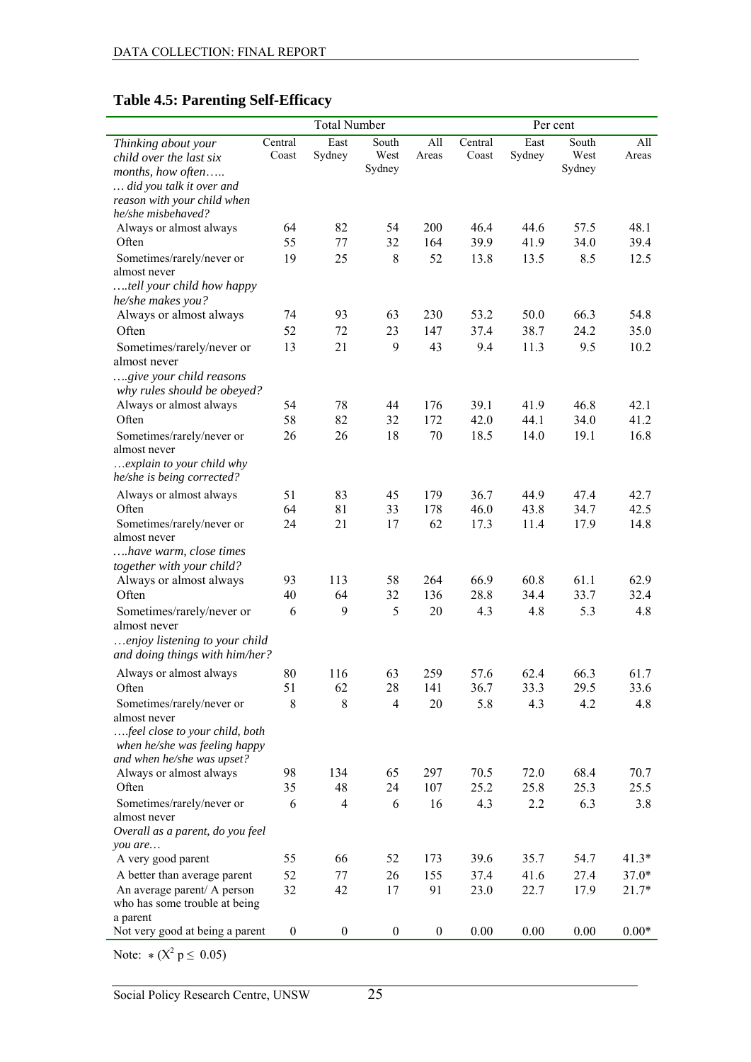### Table 4.5: Parenting Self-Efficacy

| | Total Number | | | | Per cent | | | |
|---|---|---|---|---|---|---|---|---|
| *Thinking about your child over the last six months, how often…..* | Central Coast | East Sydney | South West Sydney | All Areas | Central Coast | East Sydney | South West Sydney | All Areas |
| *… did you talk it over and reason with your child when he/she misbehaved?* | | | | | | | | |
| Always or almost always | 64 | 82 | 54 | 200 | 46.4 | 44.6 | 57.5 | 48.1 |
| Often | 55 | 77 | 32 | 164 | 39.9 | 41.9 | 34.0 | 39.4 |
| Sometimes/rarely/never or almost never | 19 | 25 | 8 | 52 | 13.8 | 13.5 | 8.5 | 12.5 |
| *….tell your child how happy he/she makes you?* | | | | | | | | |
| Always or almost always | 74 | 93 | 63 | 230 | 53.2 | 50.0 | 66.3 | 54.8 |
| Often | 52 | 72 | 23 | 147 | 37.4 | 38.7 | 24.2 | 35.0 |
| Sometimes/rarely/never or almost never | 13 | 21 | 9 | 43 | 9.4 | 11.3 | 9.5 | 10.2 |
| *….give your child reasons why rules should be obeyed?* | | | | | | | | |
| Always or almost always | 54 | 78 | 44 | 176 | 39.1 | 41.9 | 46.8 | 42.1 |
| Often | 58 | 82 | 32 | 172 | 42.0 | 44.1 | 34.0 | 41.2 |
| Sometimes/rarely/never or almost never | 26 | 26 | 18 | 70 | 18.5 | 14.0 | 19.1 | 16.8 |
| *…explain to your child why he/she is being corrected?* | | | | | | | | |
| Always or almost always | 51 | 83 | 45 | 179 | 36.7 | 44.9 | 47.4 | 42.7 |
| Often | 64 | 81 | 33 | 178 | 46.0 | 43.8 | 34.7 | 42.5 |
| Sometimes/rarely/never or almost never | 24 | 21 | 17 | 62 | 17.3 | 11.4 | 17.9 | 14.8 |
| *….have warm, close times together with your child?* | | | | | | | | |
| Always or almost always | 93 | 113 | 58 | 264 | 66.9 | 60.8 | 61.1 | 62.9 |
| Often | 40 | 64 | 32 | 136 | 28.8 | 34.4 | 33.7 | 32.4 |
| Sometimes/rarely/never or almost never | 6 | 9 | 5 | 20 | 4.3 | 4.8 | 5.3 | 4.8 |
| *…enjoy listening to your child and doing things with him/her?* | | | | | | | | |
| Always or almost always | 80 | 116 | 63 | 259 | 57.6 | 62.4 | 66.3 | 61.7 |
| Often | 51 | 62 | 28 | 141 | 36.7 | 33.3 | 29.5 | 33.6 |
| Sometimes/rarely/never or almost never | 8 | 8 | 4 | 20 | 5.8 | 4.3 | 4.2 | 4.8 |
| *….feel close to your child, both when he/she was feeling happy and when he/she was upset?* | | | | | | | | |
| Always or almost always | 98 | 134 | 65 | 297 | 70.5 | 72.0 | 68.4 | 70.7 |
| Often | 35 | 48 | 24 | 107 | 25.2 | 25.8 | 25.3 | 25.5 |
| Sometimes/rarely/never or almost never | 6 | 4 | 6 | 16 | 4.3 | 2.2 | 6.3 | 3.8 |
| *Overall as a parent, do you feel you are…* | | | | | | | | |
| A very good parent | 55 | 66 | 52 | 173 | 39.6 | 35.7 | 54.7 | 41.3* |
| A better than average parent | 52 | 77 | 26 | 155 | 37.4 | 41.6 | 27.4 | 37.0* |
| An average parent/ A person who has some trouble at being a parent | 32 | 42 | 17 | 91 | 23.0 | 22.7 | 17.9 | 21.7* |
| Not very good at being a parent | 0 | 0 | 0 | 0 | 0.00 | 0.00 | 0.00 | 0.00* |

Note: * ($X^2$ $p \leq 0.05$)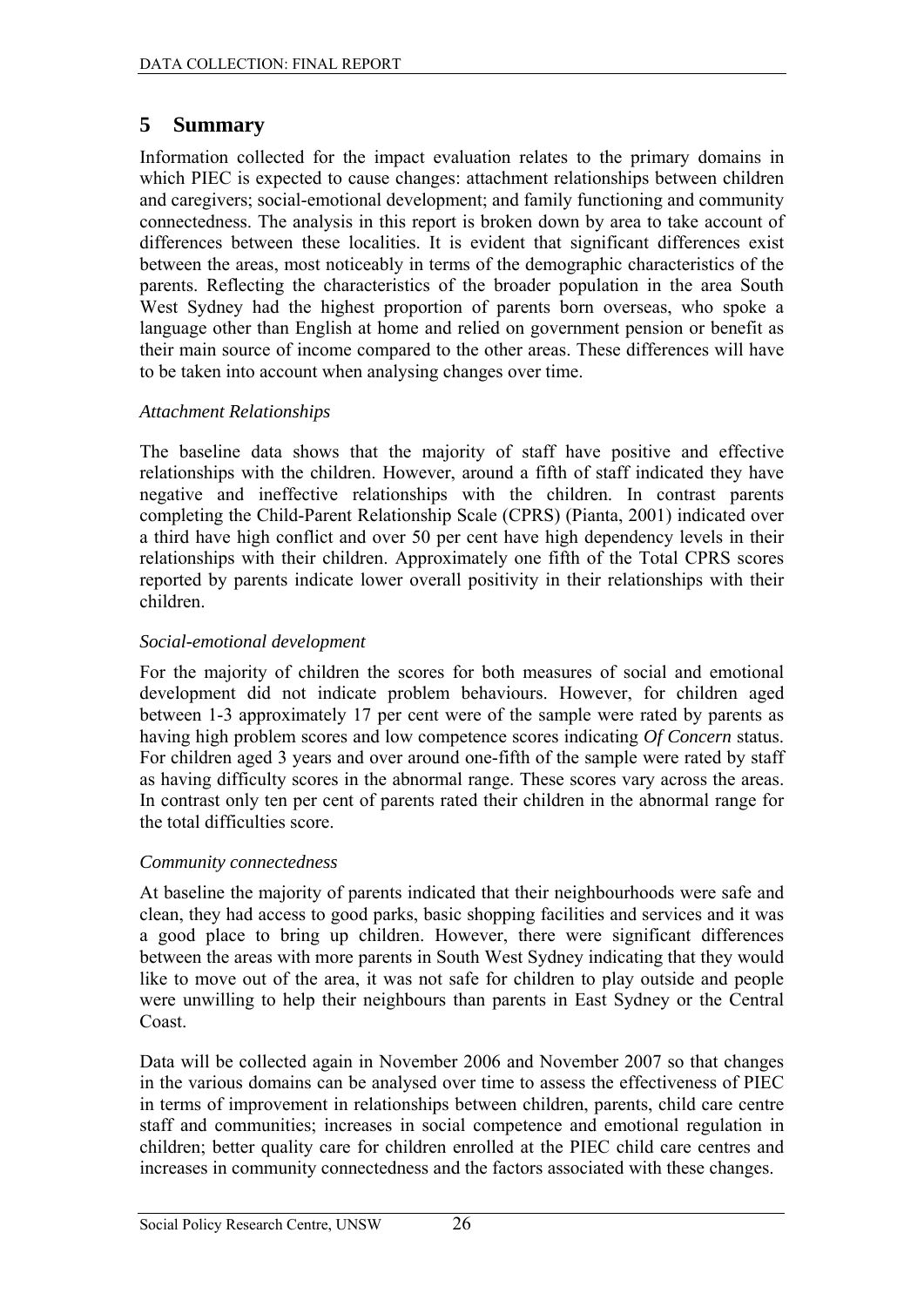# 5 Summary

Information collected for the impact evaluation relates to the primary domains in which PIEC is expected to cause changes: attachment relationships between children and caregivers; social-emotional development; and family functioning and community connectedness. The analysis in this report is broken down by area to take account of differences between these localities. It is evident that significant differences exist between the areas, most noticeably in terms of the demographic characteristics of the parents. Reflecting the characteristics of the broader population in the area South West Sydney had the highest proportion of parents born overseas, who spoke a language other than English at home and relied on government pension or benefit as their main source of income compared to the other areas. These differences will have to be taken into account when analysing changes over time.

*Attachment Relationships*

The baseline data shows that the majority of staff have positive and effective relationships with the children. However, around a fifth of staff indicated they have negative and ineffective relationships with the children. In contrast parents completing the Child-Parent Relationship Scale (CPRS) (Pianta, 2001) indicated over a third have high conflict and over 50 per cent have high dependency levels in their relationships with their children. Approximately one fifth of the Total CPRS scores reported by parents indicate lower overall positivity in their relationships with their children.

*Social-emotional development*

For the majority of children the scores for both measures of social and emotional development did not indicate problem behaviours. However, for children aged between 1-3 approximately 17 per cent were of the sample were rated by parents as having high problem scores and low competence scores indicating *Of Concern* status. For children aged 3 years and over around one-fifth of the sample were rated by staff as having difficulty scores in the abnormal range. These scores vary across the areas. In contrast only ten per cent of parents rated their children in the abnormal range for the total difficulties score.

*Community connectedness*

At baseline the majority of parents indicated that their neighbourhoods were safe and clean, they had access to good parks, basic shopping facilities and services and it was a good place to bring up children. However, there were significant differences between the areas with more parents in South West Sydney indicating that they would like to move out of the area, it was not safe for children to play outside and people were unwilling to help their neighbours than parents in East Sydney or the Central Coast.

Data will be collected again in November 2006 and November 2007 so that changes in the various domains can be analysed over time to assess the effectiveness of PIEC in terms of improvement in relationships between children, parents, child care centre staff and communities; increases in social competence and emotional regulation in children; better quality care for children enrolled at the PIEC child care centres and increases in community connectedness and the factors associated with these changes.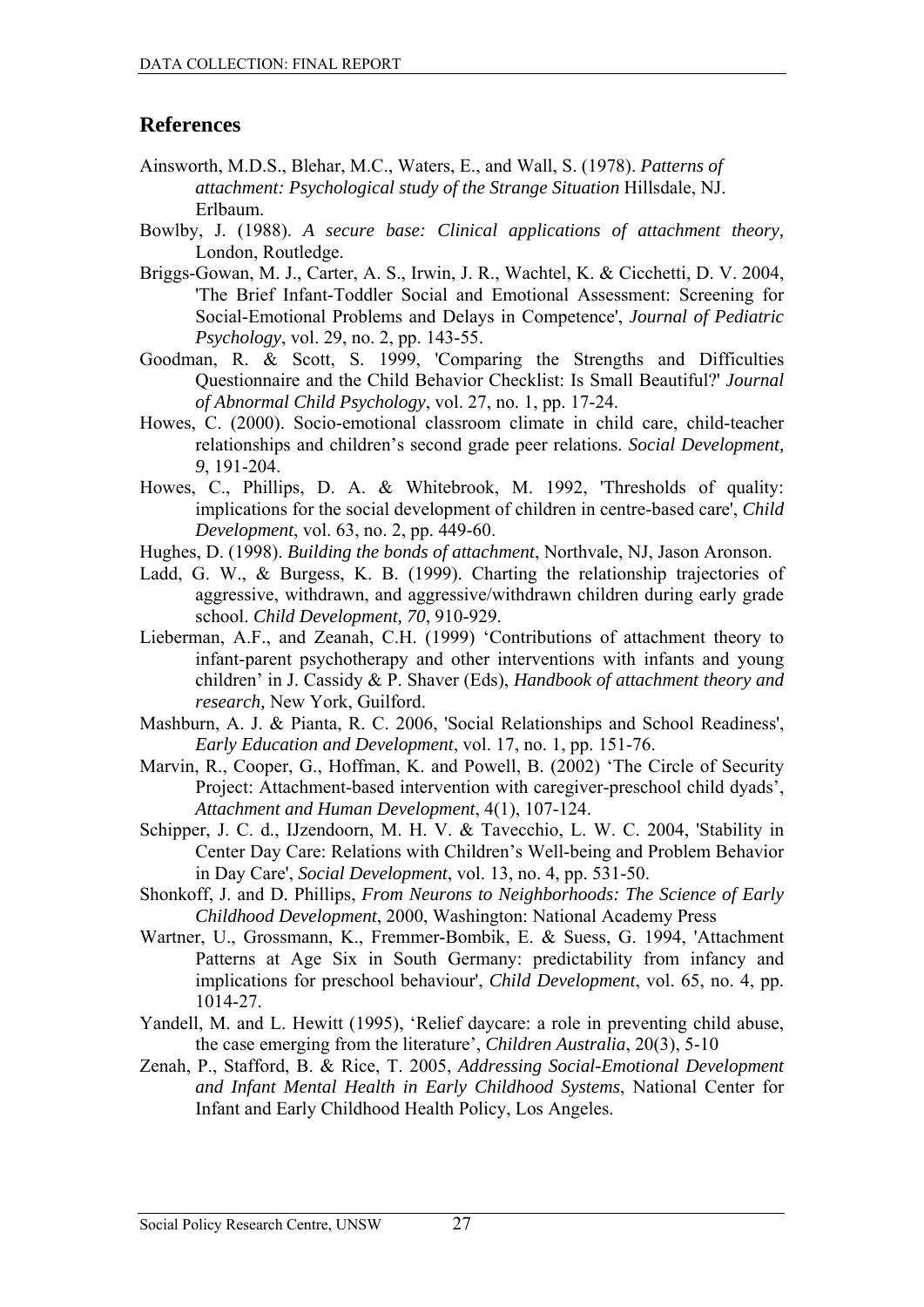## References

Ainsworth, M.D.S., Blehar, M.C., Waters, E., and Wall, S. (1978). *Patterns of attachment: Psychological study of the Strange Situation* Hillsdale, NJ. Erlbaum.

Bowlby, J. (1988). *A secure base: Clinical applications of attachment theory,* London, Routledge.

Briggs-Gowan, M. J., Carter, A. S., Irwin, J. R., Wachtel, K. & Cicchetti, D. V. 2004, 'The Brief Infant-Toddler Social and Emotional Assessment: Screening for Social-Emotional Problems and Delays in Competence', *Journal of Pediatric Psychology*, vol. 29, no. 2, pp. 143-55.

Goodman, R. & Scott, S. 1999, 'Comparing the Strengths and Difficulties Questionnaire and the Child Behavior Checklist: Is Small Beautiful?' *Journal of Abnormal Child Psychology*, vol. 27, no. 1, pp. 17-24.

Howes, C. (2000). Socio-emotional classroom climate in child care, child-teacher relationships and children's second grade peer relations. *Social Development, 9*, 191-204.

Howes, C., Phillips, D. A. & Whitebrook, M. 1992, 'Thresholds of quality: implications for the social development of children in centre-based care', *Child Development*, vol. 63, no. 2, pp. 449-60.

Hughes, D. (1998). *Building the bonds of attachment*, Northvale, NJ, Jason Aronson.

Ladd, G. W., & Burgess, K. B. (1999). Charting the relationship trajectories of aggressive, withdrawn, and aggressive/withdrawn children during early grade school. *Child Development, 70*, 910-929.

Lieberman, A.F., and Zeanah, C.H. (1999) 'Contributions of attachment theory to infant-parent psychotherapy and other interventions with infants and young children' in J. Cassidy & P. Shaver (Eds), *Handbook of attachment theory and research,* New York, Guilford.

Mashburn, A. J. & Pianta, R. C. 2006, 'Social Relationships and School Readiness', *Early Education and Development*, vol. 17, no. 1, pp. 151-76.

Marvin, R., Cooper, G., Hoffman, K. and Powell, B. (2002) 'The Circle of Security Project: Attachment-based intervention with caregiver-preschool child dyads', *Attachment and Human Development*, 4(1), 107-124.

Schipper, J. C. d., IJzendoorn, M. H. V. & Tavecchio, L. W. C. 2004, 'Stability in Center Day Care: Relations with Children's Well-being and Problem Behavior in Day Care', *Social Development*, vol. 13, no. 4, pp. 531-50.

Shonkoff, J. and D. Phillips, *From Neurons to Neighborhoods: The Science of Early Childhood Development*, 2000, Washington: National Academy Press

Wartner, U., Grossmann, K., Fremmer-Bombik, E. & Suess, G. 1994, 'Attachment Patterns at Age Six in South Germany: predictability from infancy and implications for preschool behaviour', *Child Development*, vol. 65, no. 4, pp. 1014-27.

Yandell, M. and L. Hewitt (1995), 'Relief daycare: a role in preventing child abuse, the case emerging from the literature', *Children Australia*, 20(3), 5-10

Zenah, P., Stafford, B. & Rice, T. 2005, *Addressing Social-Emotional Development and Infant Mental Health in Early Childhood Systems*, National Center for Infant and Early Childhood Health Policy, Los Angeles.